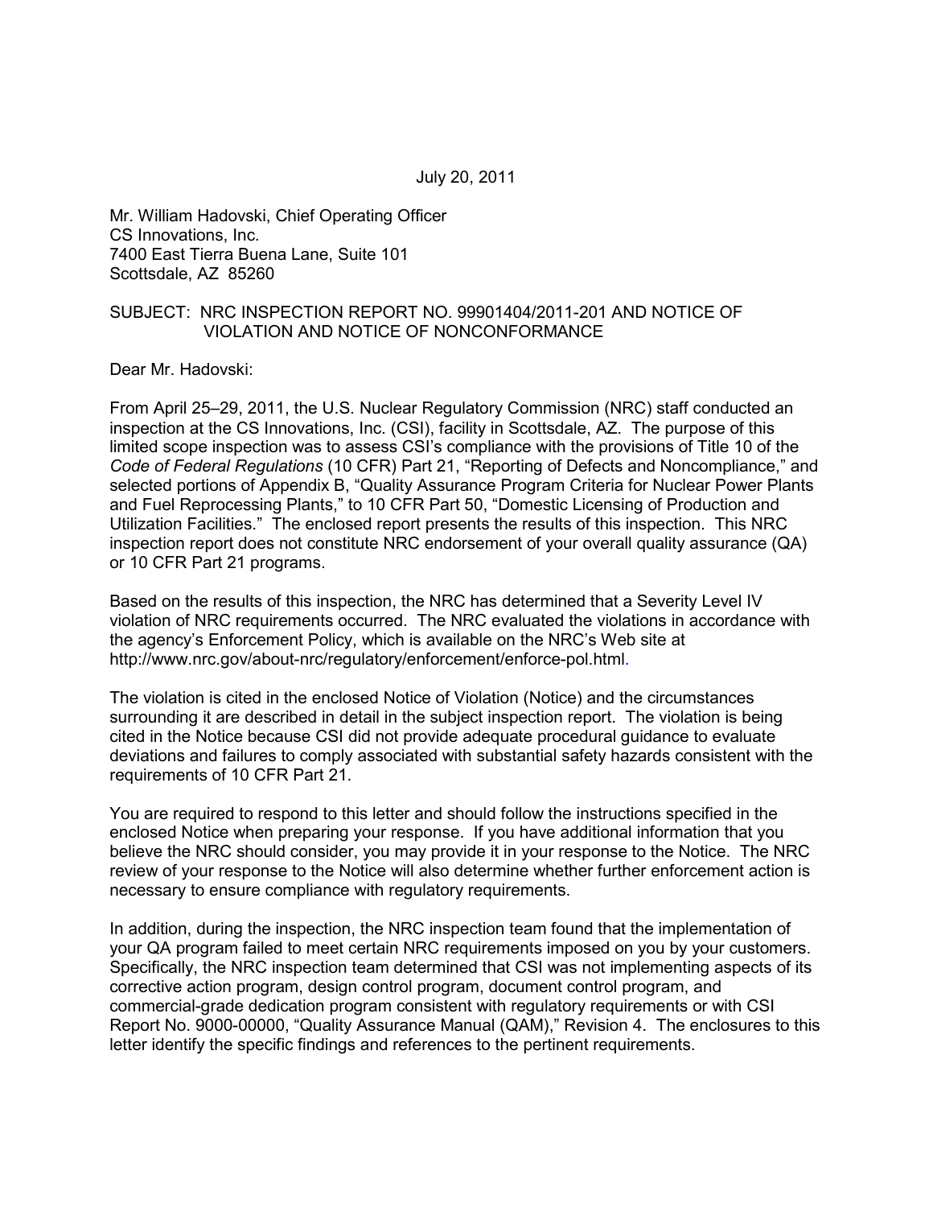July 20, 2011

Mr. William Hadovski, Chief Operating Officer
CS Innovations, Inc.
7400 East Tierra Buena Lane, Suite 101
Scottsdale, AZ 85260

SUBJECT: NRC INSPECTION REPORT NO. 99901404/2011-201 AND NOTICE OF VIOLATION AND NOTICE OF NONCONFORMANCE

Dear Mr. Hadovski:

From April 25–29, 2011, the U.S. Nuclear Regulatory Commission (NRC) staff conducted an inspection at the CS Innovations, Inc. (CSI), facility in Scottsdale, AZ. The purpose of this limited scope inspection was to assess CSI's compliance with the provisions of Title 10 of the *Code of Federal Regulations* (10 CFR) Part 21, "Reporting of Defects and Noncompliance," and selected portions of Appendix B, "Quality Assurance Program Criteria for Nuclear Power Plants and Fuel Reprocessing Plants," to 10 CFR Part 50, "Domestic Licensing of Production and Utilization Facilities." The enclosed report presents the results of this inspection. This NRC inspection report does not constitute NRC endorsement of your overall quality assurance (QA) or 10 CFR Part 21 programs.

Based on the results of this inspection, the NRC has determined that a Severity Level IV violation of NRC requirements occurred. The NRC evaluated the violations in accordance with the agency's Enforcement Policy, which is available on the NRC's Web site at http://www.nrc.gov/about-nrc/regulatory/enforcement/enforce-pol.html.

The violation is cited in the enclosed Notice of Violation (Notice) and the circumstances surrounding it are described in detail in the subject inspection report. The violation is being cited in the Notice because CSI did not provide adequate procedural guidance to evaluate deviations and failures to comply associated with substantial safety hazards consistent with the requirements of 10 CFR Part 21.

You are required to respond to this letter and should follow the instructions specified in the enclosed Notice when preparing your response. If you have additional information that you believe the NRC should consider, you may provide it in your response to the Notice. The NRC review of your response to the Notice will also determine whether further enforcement action is necessary to ensure compliance with regulatory requirements.

In addition, during the inspection, the NRC inspection team found that the implementation of your QA program failed to meet certain NRC requirements imposed on you by your customers. Specifically, the NRC inspection team determined that CSI was not implementing aspects of its corrective action program, design control program, document control program, and commercial-grade dedication program consistent with regulatory requirements or with CSI Report No. 9000-00000, "Quality Assurance Manual (QAM)," Revision 4. The enclosures to this letter identify the specific findings and references to the pertinent requirements.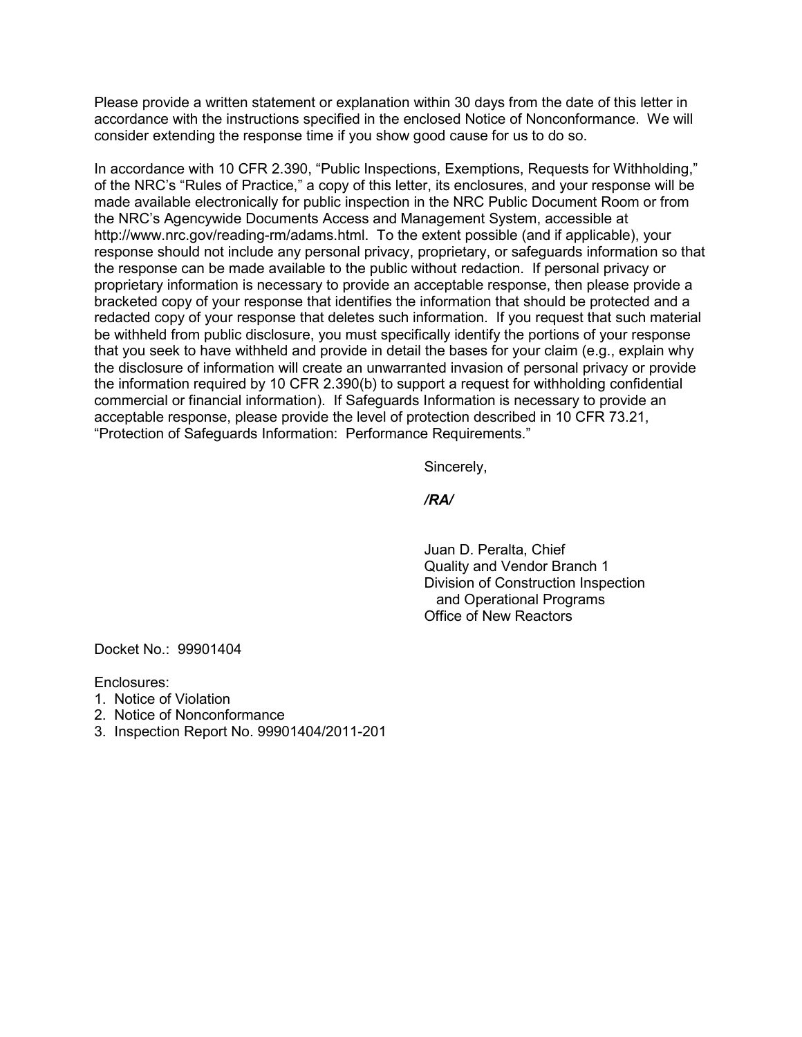Please provide a written statement or explanation within 30 days from the date of this letter in accordance with the instructions specified in the enclosed Notice of Nonconformance. We will consider extending the response time if you show good cause for us to do so.

In accordance with 10 CFR 2.390, "Public Inspections, Exemptions, Requests for Withholding," of the NRC's "Rules of Practice," a copy of this letter, its enclosures, and your response will be made available electronically for public inspection in the NRC Public Document Room or from the NRC's Agencywide Documents Access and Management System, accessible at http://www.nrc.gov/reading-rm/adams.html. To the extent possible (and if applicable), your response should not include any personal privacy, proprietary, or safeguards information so that the response can be made available to the public without redaction. If personal privacy or proprietary information is necessary to provide an acceptable response, then please provide a bracketed copy of your response that identifies the information that should be protected and a redacted copy of your response that deletes such information. If you request that such material be withheld from public disclosure, you must specifically identify the portions of your response that you seek to have withheld and provide in detail the bases for your claim (e.g., explain why the disclosure of information will create an unwarranted invasion of personal privacy or provide the information required by 10 CFR 2.390(b) to support a request for withholding confidential commercial or financial information). If Safeguards Information is necessary to provide an acceptable response, please provide the level of protection described in 10 CFR 73.21, "Protection of Safeguards Information: Performance Requirements."

Sincerely,

***/RA/***

Juan D. Peralta, Chief
Quality and Vendor Branch 1
Division of Construction Inspection
and Operational Programs
Office of New Reactors

Docket No.: 99901404

Enclosures:
1. Notice of Violation
2. Notice of Nonconformance
3. Inspection Report No. 99901404/2011-201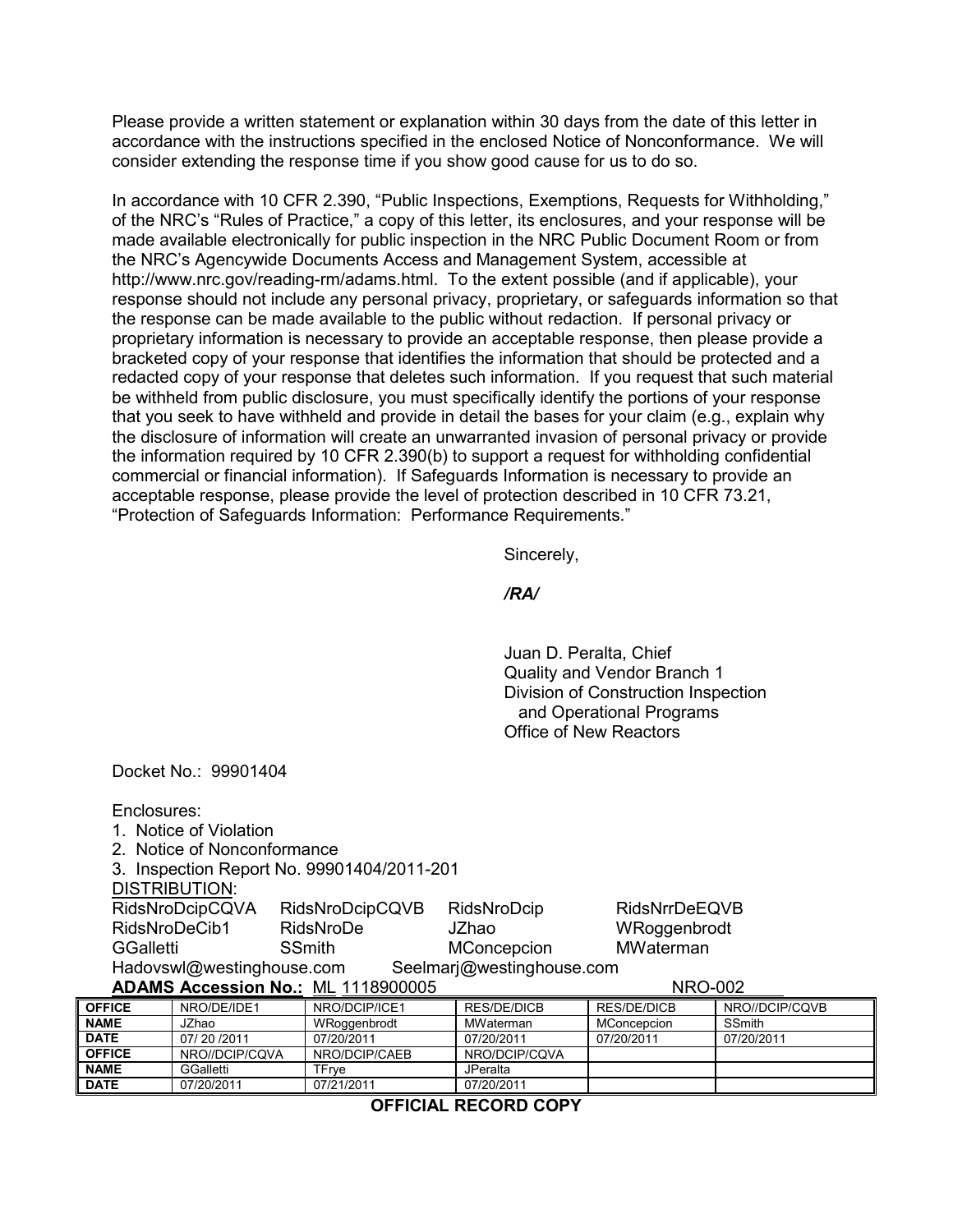Please provide a written statement or explanation within 30 days from the date of this letter in accordance with the instructions specified in the enclosed Notice of Nonconformance. We will consider extending the response time if you show good cause for us to do so.

In accordance with 10 CFR 2.390, "Public Inspections, Exemptions, Requests for Withholding," of the NRC's "Rules of Practice," a copy of this letter, its enclosures, and your response will be made available electronically for public inspection in the NRC Public Document Room or from the NRC's Agencywide Documents Access and Management System, accessible at http://www.nrc.gov/reading-rm/adams.html. To the extent possible (and if applicable), your response should not include any personal privacy, proprietary, or safeguards information so that the response can be made available to the public without redaction. If personal privacy or proprietary information is necessary to provide an acceptable response, then please provide a bracketed copy of your response that identifies the information that should be protected and a redacted copy of your response that deletes such information. If you request that such material be withheld from public disclosure, you must specifically identify the portions of your response that you seek to have withheld and provide in detail the bases for your claim (e.g., explain why the disclosure of information will create an unwarranted invasion of personal privacy or provide the information required by 10 CFR 2.390(b) to support a request for withholding confidential commercial or financial information). If Safeguards Information is necessary to provide an acceptable response, please provide the level of protection described in 10 CFR 73.21, "Protection of Safeguards Information: Performance Requirements."

Sincerely,

*/RA/*

Juan D. Peralta, Chief
Quality and Vendor Branch 1
Division of Construction Inspection
and Operational Programs
Office of New Reactors

Docket No.: 99901404

Enclosures:
1. Notice of Violation
2. Notice of Nonconformance
3. Inspection Report No. 99901404/2011-201

DISTRIBUTION:
RidsNroDcipCQVA RidsNroDcipCQVB RidsNroDcip RidsNrrDeEQVB
RidsNroDeCib1 RidsNroDe JZhao WRoggenbrodt
GGalletti SSmith MConcepcion MWaterman
Hadovswl@westinghouse.com Seelmarj@westinghouse.com

**ADAMS Accession No.:** ML 1118900005 NRO-002

| **OFFICE** | NRO/DE/IDE1 | NRO/DCIP/ICE1 | RES/DE/DICB | RES/DE/DICB | NRO//DCIP/CQVB |
|---|---|---|---|---|---|
| **NAME** | JZhao | WRoggenbrodt | MWaterman | MConcepcion | SSmith |
| **DATE** | 07/ 20 /2011 | 07/20/2011 | 07/20/2011 | 07/20/2011 | 07/20/2011 |
| **OFFICE** | NRO//DCIP/CQVA | NRO/DCIP/CAEB | NRO/DCIP/CQVA | | |
| **NAME** | GGalletti | TFrye | JPeralta | | |
| **DATE** | 07/20/2011 | 07/21/2011 | 07/20/2011 | | |

**OFFICIAL RECORD COPY**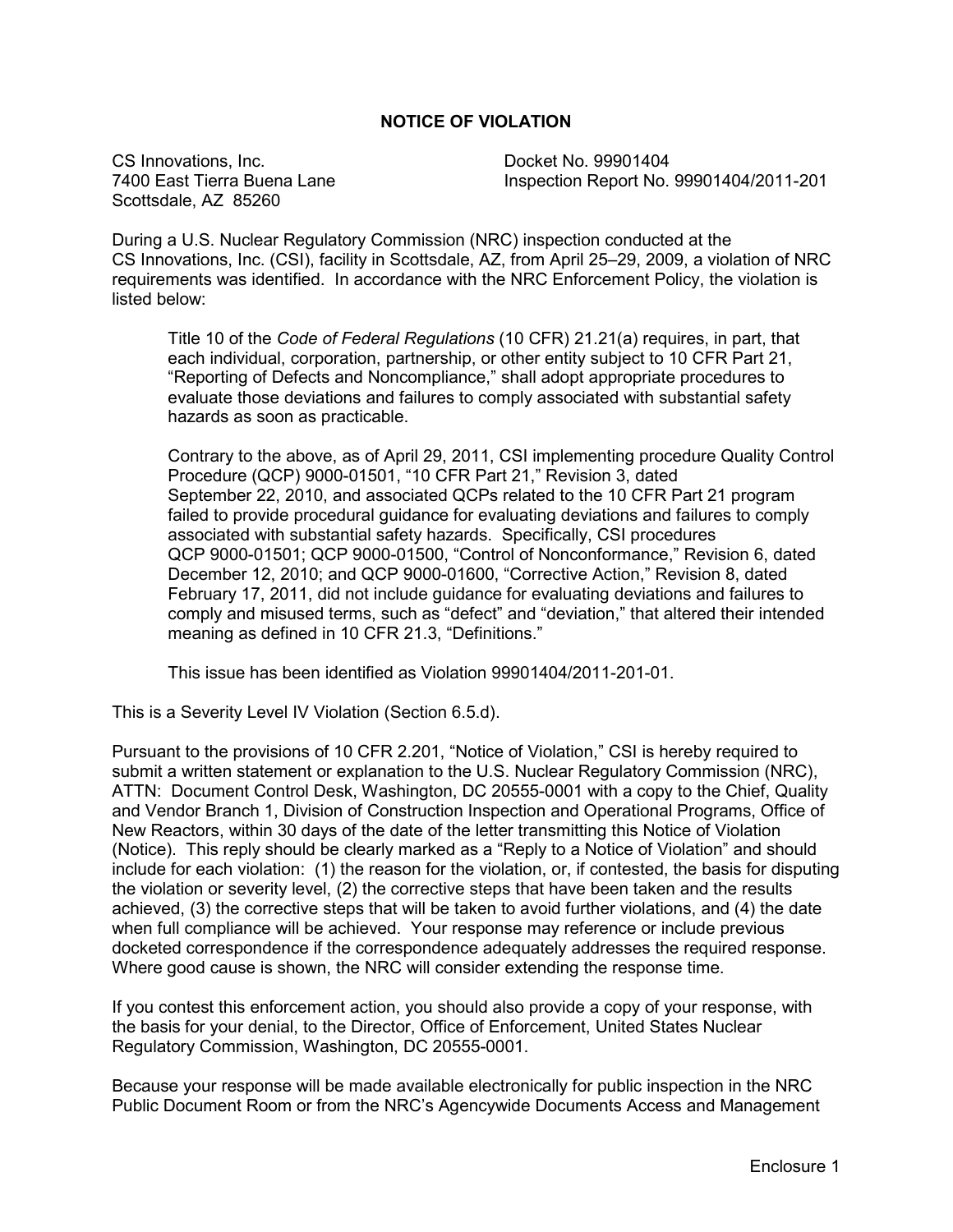## NOTICE OF VIOLATION

CS Innovations, Inc.
7400 East Tierra Buena Lane
Scottsdale, AZ 85260

Docket No. 99901404
Inspection Report No. 99901404/2011-201

During a U.S. Nuclear Regulatory Commission (NRC) inspection conducted at the CS Innovations, Inc. (CSI), facility in Scottsdale, AZ, from April 25–29, 2009, a violation of NRC requirements was identified. In accordance with the NRC Enforcement Policy, the violation is listed below:

> Title 10 of the *Code of Federal Regulations* (10 CFR) 21.21(a) requires, in part, that each individual, corporation, partnership, or other entity subject to 10 CFR Part 21, "Reporting of Defects and Noncompliance," shall adopt appropriate procedures to evaluate those deviations and failures to comply associated with substantial safety hazards as soon as practicable.
>
> Contrary to the above, as of April 29, 2011, CSI implementing procedure Quality Control Procedure (QCP) 9000-01501, "10 CFR Part 21," Revision 3, dated September 22, 2010, and associated QCPs related to the 10 CFR Part 21 program failed to provide procedural guidance for evaluating deviations and failures to comply associated with substantial safety hazards. Specifically, CSI procedures QCP 9000-01501; QCP 9000-01500, "Control of Nonconformance," Revision 6, dated December 12, 2010; and QCP 9000-01600, "Corrective Action," Revision 8, dated February 17, 2011, did not include guidance for evaluating deviations and failures to comply and misused terms, such as "defect" and "deviation," that altered their intended meaning as defined in 10 CFR 21.3, "Definitions."
>
> This issue has been identified as Violation 99901404/2011-201-01.

This is a Severity Level IV Violation (Section 6.5.d).

Pursuant to the provisions of 10 CFR 2.201, "Notice of Violation," CSI is hereby required to submit a written statement or explanation to the U.S. Nuclear Regulatory Commission (NRC), ATTN: Document Control Desk, Washington, DC 20555-0001 with a copy to the Chief, Quality and Vendor Branch 1, Division of Construction Inspection and Operational Programs, Office of New Reactors, within 30 days of the date of the letter transmitting this Notice of Violation (Notice). This reply should be clearly marked as a "Reply to a Notice of Violation" and should include for each violation: (1) the reason for the violation, or, if contested, the basis for disputing the violation or severity level, (2) the corrective steps that have been taken and the results achieved, (3) the corrective steps that will be taken to avoid further violations, and (4) the date when full compliance will be achieved. Your response may reference or include previous docketed correspondence if the correspondence adequately addresses the required response. Where good cause is shown, the NRC will consider extending the response time.

If you contest this enforcement action, you should also provide a copy of your response, with the basis for your denial, to the Director, Office of Enforcement, United States Nuclear Regulatory Commission, Washington, DC 20555-0001.

Because your response will be made available electronically for public inspection in the NRC Public Document Room or from the NRC's Agencywide Documents Access and Management

Enclosure 1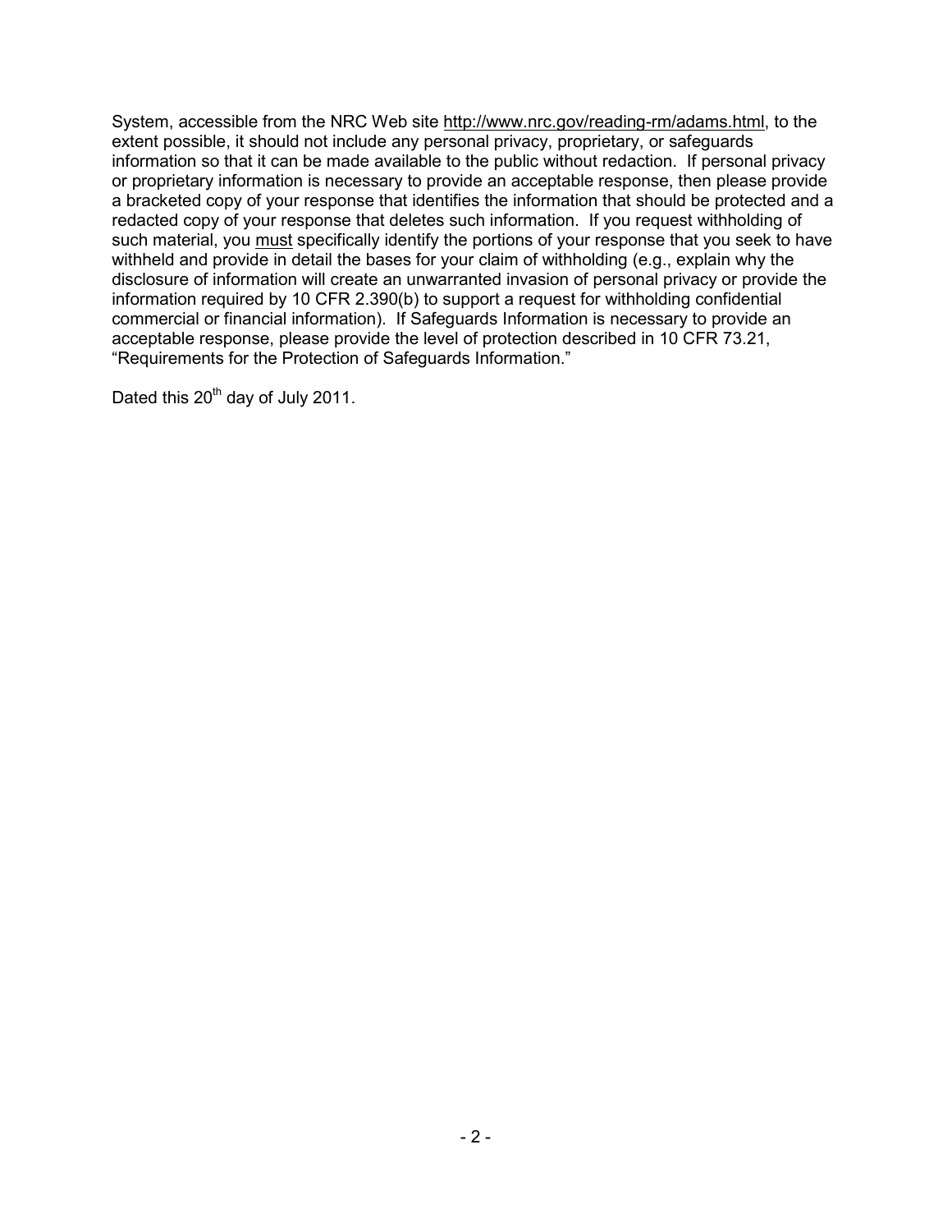System, accessible from the NRC Web site http://www.nrc.gov/reading-rm/adams.html, to the extent possible, it should not include any personal privacy, proprietary, or safeguards information so that it can be made available to the public without redaction. If personal privacy or proprietary information is necessary to provide an acceptable response, then please provide a bracketed copy of your response that identifies the information that should be protected and a redacted copy of your response that deletes such information. If you request withholding of such material, you must specifically identify the portions of your response that you seek to have withheld and provide in detail the bases for your claim of withholding (e.g., explain why the disclosure of information will create an unwarranted invasion of personal privacy or provide the information required by 10 CFR 2.390(b) to support a request for withholding confidential commercial or financial information). If Safeguards Information is necessary to provide an acceptable response, please provide the level of protection described in 10 CFR 73.21, "Requirements for the Protection of Safeguards Information."

Dated this 20th day of July 2011.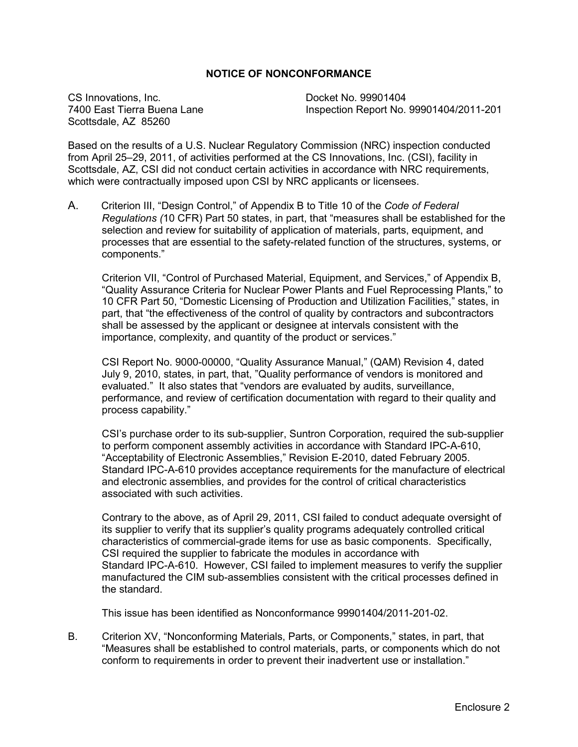## NOTICE OF NONCONFORMANCE

CS Innovations, Inc.
7400 East Tierra Buena Lane
Scottsdale, AZ 85260

Docket No. 99901404
Inspection Report No. 99901404/2011-201

Based on the results of a U.S. Nuclear Regulatory Commission (NRC) inspection conducted from April 25–29, 2011, of activities performed at the CS Innovations, Inc. (CSI), facility in Scottsdale, AZ, CSI did not conduct certain activities in accordance with NRC requirements, which were contractually imposed upon CSI by NRC applicants or licensees.

A. Criterion III, "Design Control," of Appendix B to Title 10 of the *Code of Federal Regulations (*10 CFR) Part 50 states, in part, that "measures shall be established for the selection and review for suitability of application of materials, parts, equipment, and processes that are essential to the safety-related function of the structures, systems, or components."

   Criterion VII, "Control of Purchased Material, Equipment, and Services," of Appendix B, "Quality Assurance Criteria for Nuclear Power Plants and Fuel Reprocessing Plants," to 10 CFR Part 50, "Domestic Licensing of Production and Utilization Facilities," states, in part, that "the effectiveness of the control of quality by contractors and subcontractors shall be assessed by the applicant or designee at intervals consistent with the importance, complexity, and quantity of the product or services."

   CSI Report No. 9000-00000, "Quality Assurance Manual," (QAM) Revision 4, dated July 9, 2010, states, in part, that, "Quality performance of vendors is monitored and evaluated." It also states that "vendors are evaluated by audits, surveillance, performance, and review of certification documentation with regard to their quality and process capability."

   CSI's purchase order to its sub-supplier, Suntron Corporation, required the sub-supplier to perform component assembly activities in accordance with Standard IPC-A-610, "Acceptability of Electronic Assemblies," Revision E-2010, dated February 2005. Standard IPC-A-610 provides acceptance requirements for the manufacture of electrical and electronic assemblies, and provides for the control of critical characteristics associated with such activities.

   Contrary to the above, as of April 29, 2011, CSI failed to conduct adequate oversight of its supplier to verify that its supplier's quality programs adequately controlled critical characteristics of commercial-grade items for use as basic components. Specifically, CSI required the supplier to fabricate the modules in accordance with Standard IPC-A-610. However, CSI failed to implement measures to verify the supplier manufactured the CIM sub-assemblies consistent with the critical processes defined in the standard.

   This issue has been identified as Nonconformance 99901404/2011-201-02.

B. Criterion XV, "Nonconforming Materials, Parts, or Components," states, in part, that "Measures shall be established to control materials, parts, or components which do not conform to requirements in order to prevent their inadvertent use or installation."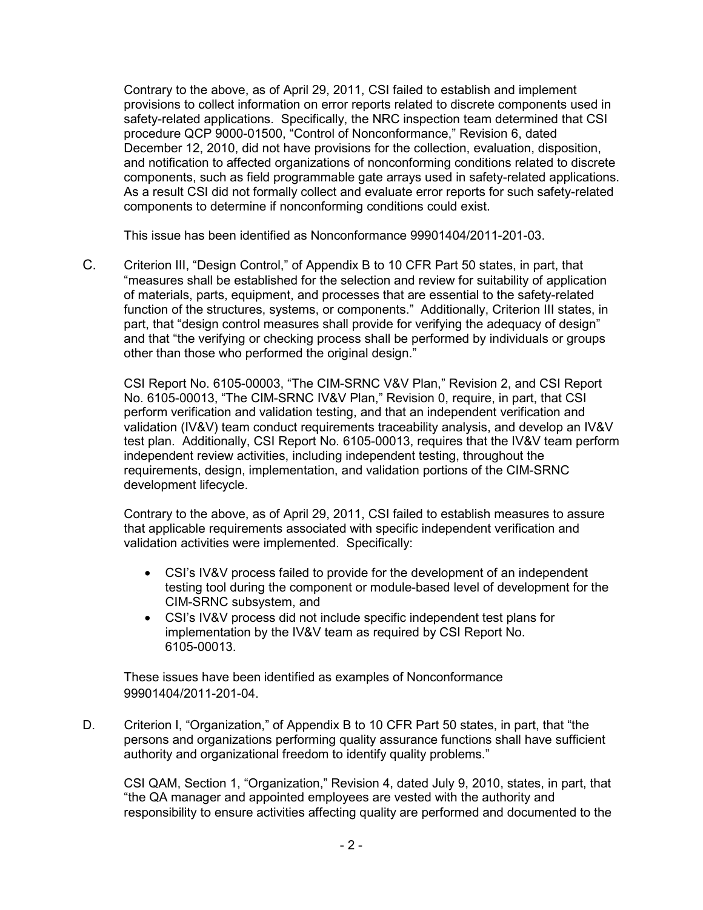Contrary to the above, as of April 29, 2011, CSI failed to establish and implement provisions to collect information on error reports related to discrete components used in safety-related applications. Specifically, the NRC inspection team determined that CSI procedure QCP 9000-01500, "Control of Nonconformance," Revision 6, dated December 12, 2010, did not have provisions for the collection, evaluation, disposition, and notification to affected organizations of nonconforming conditions related to discrete components, such as field programmable gate arrays used in safety-related applications. As a result CSI did not formally collect and evaluate error reports for such safety-related components to determine if nonconforming conditions could exist.

This issue has been identified as Nonconformance 99901404/2011-201-03.

C. Criterion III, "Design Control," of Appendix B to 10 CFR Part 50 states, in part, that "measures shall be established for the selection and review for suitability of application of materials, parts, equipment, and processes that are essential to the safety-related function of the structures, systems, or components." Additionally, Criterion III states, in part, that "design control measures shall provide for verifying the adequacy of design" and that "the verifying or checking process shall be performed by individuals or groups other than those who performed the original design."

   CSI Report No. 6105-00003, "The CIM-SRNC V&V Plan," Revision 2, and CSI Report No. 6105-00013, "The CIM-SRNC IV&V Plan," Revision 0, require, in part, that CSI perform verification and validation testing, and that an independent verification and validation (IV&V) team conduct requirements traceability analysis, and develop an IV&V test plan. Additionally, CSI Report No. 6105-00013, requires that the IV&V team perform independent review activities, including independent testing, throughout the requirements, design, implementation, and validation portions of the CIM-SRNC development lifecycle.

   Contrary to the above, as of April 29, 2011, CSI failed to establish measures to assure that applicable requirements associated with specific independent verification and validation activities were implemented. Specifically:

   - CSI's IV&V process failed to provide for the development of an independent testing tool during the component or module-based level of development for the CIM-SRNC subsystem, and
   - CSI's IV&V process did not include specific independent test plans for implementation by the IV&V team as required by CSI Report No. 6105-00013.

   These issues have been identified as examples of Nonconformance 99901404/2011-201-04.

D. Criterion I, "Organization," of Appendix B to 10 CFR Part 50 states, in part, that "the persons and organizations performing quality assurance functions shall have sufficient authority and organizational freedom to identify quality problems."

   CSI QAM, Section 1, "Organization," Revision 4, dated July 9, 2010, states, in part, that "the QA manager and appointed employees are vested with the authority and responsibility to ensure activities affecting quality are performed and documented to the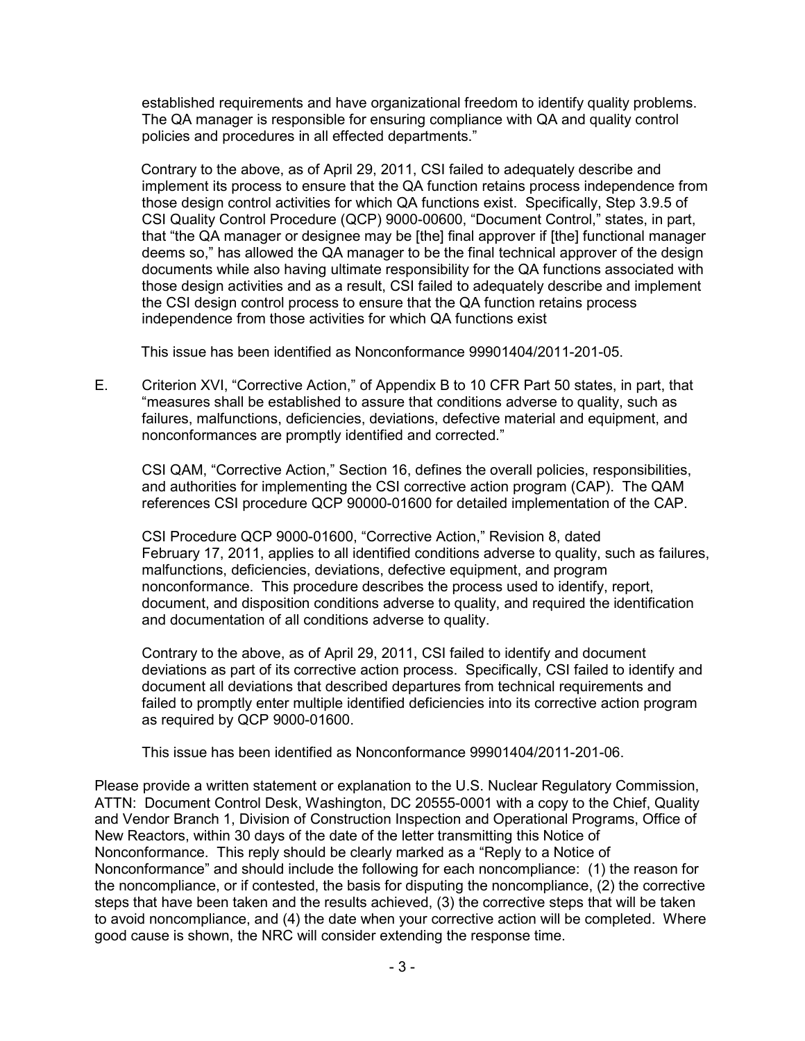established requirements and have organizational freedom to identify quality problems. The QA manager is responsible for ensuring compliance with QA and quality control policies and procedures in all effected departments."

Contrary to the above, as of April 29, 2011, CSI failed to adequately describe and implement its process to ensure that the QA function retains process independence from those design control activities for which QA functions exist. Specifically, Step 3.9.5 of CSI Quality Control Procedure (QCP) 9000-00600, "Document Control," states, in part, that "the QA manager or designee may be [the] final approver if [the] functional manager deems so," has allowed the QA manager to be the final technical approver of the design documents while also having ultimate responsibility for the QA functions associated with those design activities and as a result, CSI failed to adequately describe and implement the CSI design control process to ensure that the QA function retains process independence from those activities for which QA functions exist

This issue has been identified as Nonconformance 99901404/2011-201-05.

E. Criterion XVI, "Corrective Action," of Appendix B to 10 CFR Part 50 states, in part, that "measures shall be established to assure that conditions adverse to quality, such as failures, malfunctions, deficiencies, deviations, defective material and equipment, and nonconformances are promptly identified and corrected."

CSI QAM, "Corrective Action," Section 16, defines the overall policies, responsibilities, and authorities for implementing the CSI corrective action program (CAP). The QAM references CSI procedure QCP 90000-01600 for detailed implementation of the CAP.

CSI Procedure QCP 9000-01600, "Corrective Action," Revision 8, dated February 17, 2011, applies to all identified conditions adverse to quality, such as failures, malfunctions, deficiencies, deviations, defective equipment, and program nonconformance. This procedure describes the process used to identify, report, document, and disposition conditions adverse to quality, and required the identification and documentation of all conditions adverse to quality.

Contrary to the above, as of April 29, 2011, CSI failed to identify and document deviations as part of its corrective action process. Specifically, CSI failed to identify and document all deviations that described departures from technical requirements and failed to promptly enter multiple identified deficiencies into its corrective action program as required by QCP 9000-01600.

This issue has been identified as Nonconformance 99901404/2011-201-06.

Please provide a written statement or explanation to the U.S. Nuclear Regulatory Commission, ATTN: Document Control Desk, Washington, DC 20555-0001 with a copy to the Chief, Quality and Vendor Branch 1, Division of Construction Inspection and Operational Programs, Office of New Reactors, within 30 days of the date of the letter transmitting this Notice of Nonconformance. This reply should be clearly marked as a "Reply to a Notice of Nonconformance" and should include the following for each noncompliance: (1) the reason for the noncompliance, or if contested, the basis for disputing the noncompliance, (2) the corrective steps that have been taken and the results achieved, (3) the corrective steps that will be taken to avoid noncompliance, and (4) the date when your corrective action will be completed. Where good cause is shown, the NRC will consider extending the response time.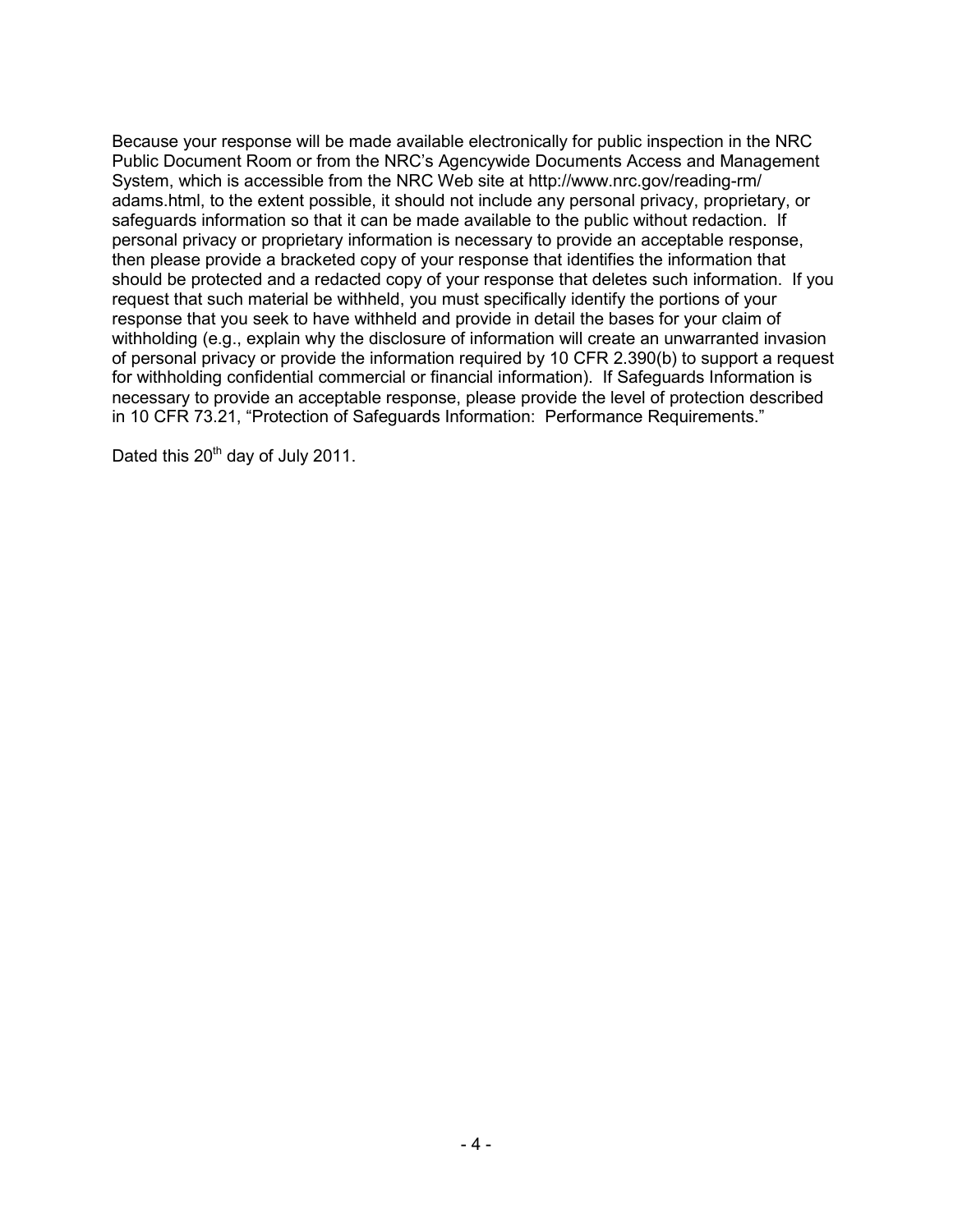Because your response will be made available electronically for public inspection in the NRC Public Document Room or from the NRC's Agencywide Documents Access and Management System, which is accessible from the NRC Web site at http://www.nrc.gov/reading-rm/adams.html, to the extent possible, it should not include any personal privacy, proprietary, or safeguards information so that it can be made available to the public without redaction. If personal privacy or proprietary information is necessary to provide an acceptable response, then please provide a bracketed copy of your response that identifies the information that should be protected and a redacted copy of your response that deletes such information. If you request that such material be withheld, you must specifically identify the portions of your response that you seek to have withheld and provide in detail the bases for your claim of withholding (e.g., explain why the disclosure of information will create an unwarranted invasion of personal privacy or provide the information required by 10 CFR 2.390(b) to support a request for withholding confidential commercial or financial information). If Safeguards Information is necessary to provide an acceptable response, please provide the level of protection described in 10 CFR 73.21, "Protection of Safeguards Information: Performance Requirements."

Dated this 20th day of July 2011.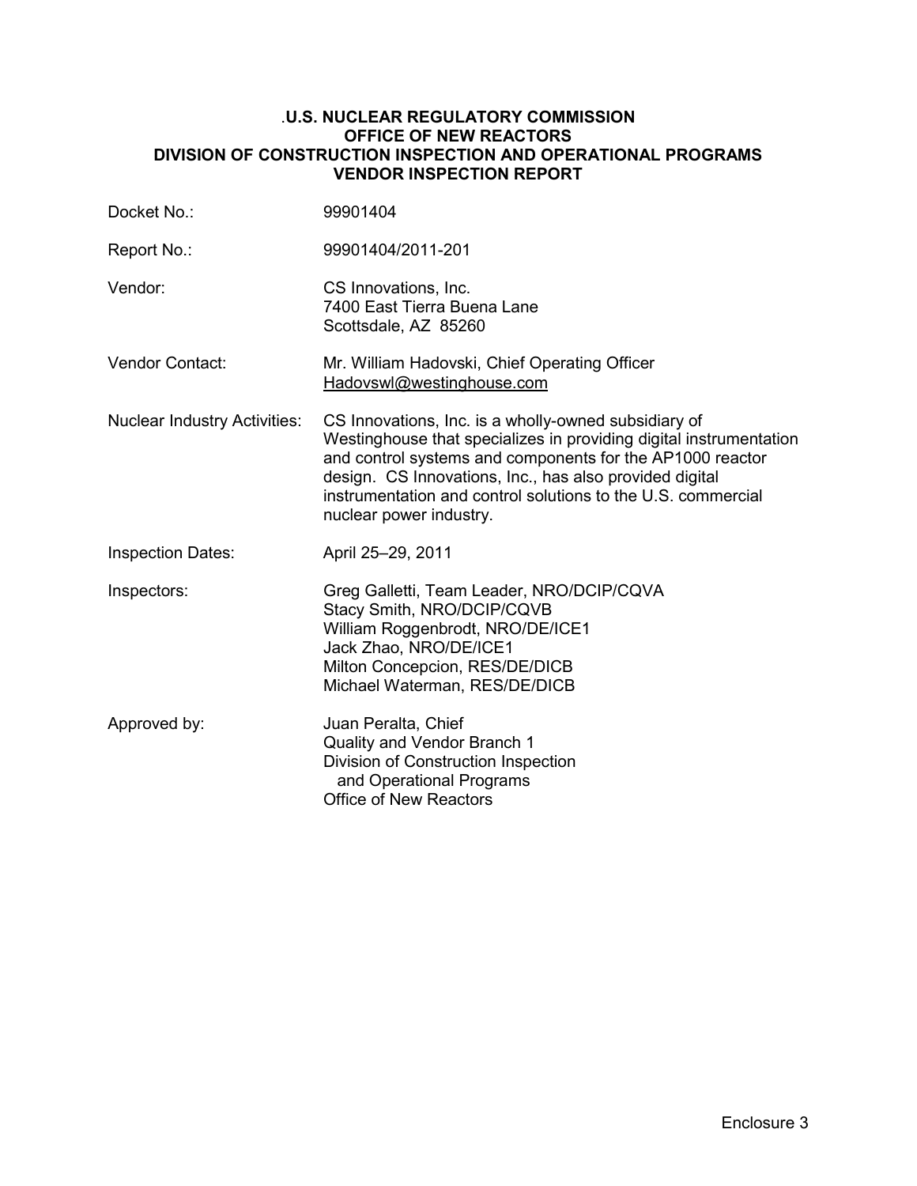**.U.S. NUCLEAR REGULATORY COMMISSION**
**OFFICE OF NEW REACTORS**
**DIVISION OF CONSTRUCTION INSPECTION AND OPERATIONAL PROGRAMS**
**VENDOR INSPECTION REPORT**

| | |
|---|---|
| Docket No.: | 99901404 |
| Report No.: | 99901404/2011-201 |
| Vendor: | CS Innovations, Inc.<br>7400 East Tierra Buena Lane<br>Scottsdale, AZ 85260 |
| Vendor Contact: | Mr. William Hadovski, Chief Operating Officer<br>Hadovswl@westinghouse.com |
| Nuclear Industry Activities: | CS Innovations, Inc. is a wholly-owned subsidiary of Westinghouse that specializes in providing digital instrumentation and control systems and components for the AP1000 reactor design. CS Innovations, Inc., has also provided digital instrumentation and control solutions to the U.S. commercial nuclear power industry. |
| Inspection Dates: | April 25–29, 2011 |
| Inspectors: | Greg Galletti, Team Leader, NRO/DCIP/CQVA<br>Stacy Smith, NRO/DCIP/CQVB<br>William Roggenbrodt, NRO/DE/ICE1<br>Jack Zhao, NRO/DE/ICE1<br>Milton Concepcion, RES/DE/DICB<br>Michael Waterman, RES/DE/DICB |
| Approved by: | Juan Peralta, Chief<br>Quality and Vendor Branch 1<br>Division of Construction Inspection and Operational Programs<br>Office of New Reactors |

Enclosure 3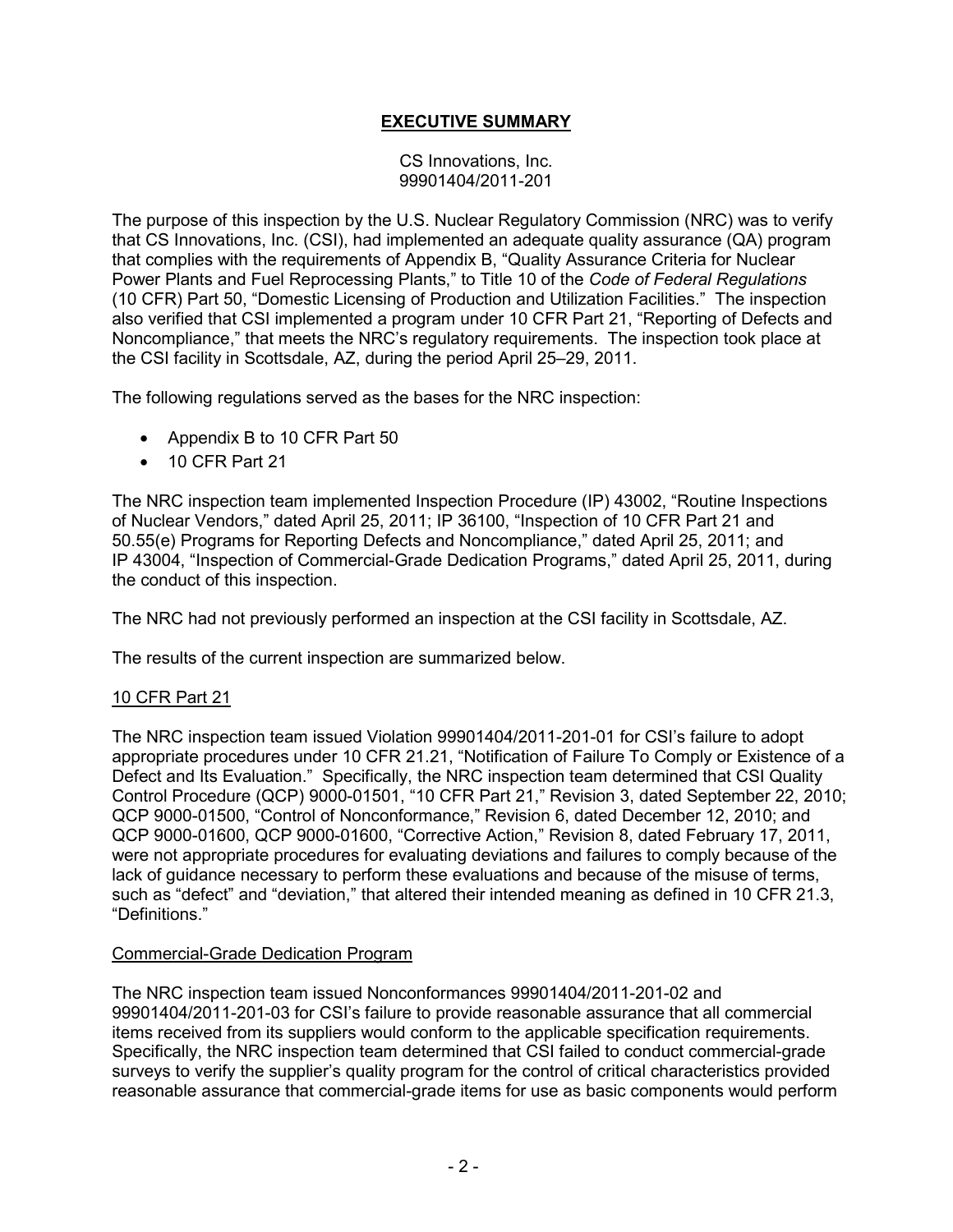## EXECUTIVE SUMMARY

CS Innovations, Inc.
99901404/2011-201

The purpose of this inspection by the U.S. Nuclear Regulatory Commission (NRC) was to verify that CS Innovations, Inc. (CSI), had implemented an adequate quality assurance (QA) program that complies with the requirements of Appendix B, "Quality Assurance Criteria for Nuclear Power Plants and Fuel Reprocessing Plants," to Title 10 of the *Code of Federal Regulations* (10 CFR) Part 50, "Domestic Licensing of Production and Utilization Facilities." The inspection also verified that CSI implemented a program under 10 CFR Part 21, "Reporting of Defects and Noncompliance," that meets the NRC's regulatory requirements. The inspection took place at the CSI facility in Scottsdale, AZ, during the period April 25–29, 2011.

The following regulations served as the bases for the NRC inspection:

- Appendix B to 10 CFR Part 50
- 10 CFR Part 21

The NRC inspection team implemented Inspection Procedure (IP) 43002, "Routine Inspections of Nuclear Vendors," dated April 25, 2011; IP 36100, "Inspection of 10 CFR Part 21 and 50.55(e) Programs for Reporting Defects and Noncompliance," dated April 25, 2011; and IP 43004, "Inspection of Commercial-Grade Dedication Programs," dated April 25, 2011, during the conduct of this inspection.

The NRC had not previously performed an inspection at the CSI facility in Scottsdale, AZ.

The results of the current inspection are summarized below.

### 10 CFR Part 21

The NRC inspection team issued Violation 99901404/2011-201-01 for CSI's failure to adopt appropriate procedures under 10 CFR 21.21, "Notification of Failure To Comply or Existence of a Defect and Its Evaluation." Specifically, the NRC inspection team determined that CSI Quality Control Procedure (QCP) 9000-01501, "10 CFR Part 21," Revision 3, dated September 22, 2010; QCP 9000-01500, "Control of Nonconformance," Revision 6, dated December 12, 2010; and QCP 9000-01600, QCP 9000-01600, "Corrective Action," Revision 8, dated February 17, 2011, were not appropriate procedures for evaluating deviations and failures to comply because of the lack of guidance necessary to perform these evaluations and because of the misuse of terms, such as "defect" and "deviation," that altered their intended meaning as defined in 10 CFR 21.3, "Definitions."

### Commercial-Grade Dedication Program

The NRC inspection team issued Nonconformances 99901404/2011-201-02 and 99901404/2011-201-03 for CSI's failure to provide reasonable assurance that all commercial items received from its suppliers would conform to the applicable specification requirements. Specifically, the NRC inspection team determined that CSI failed to conduct commercial-grade surveys to verify the supplier's quality program for the control of critical characteristics provided reasonable assurance that commercial-grade items for use as basic components would perform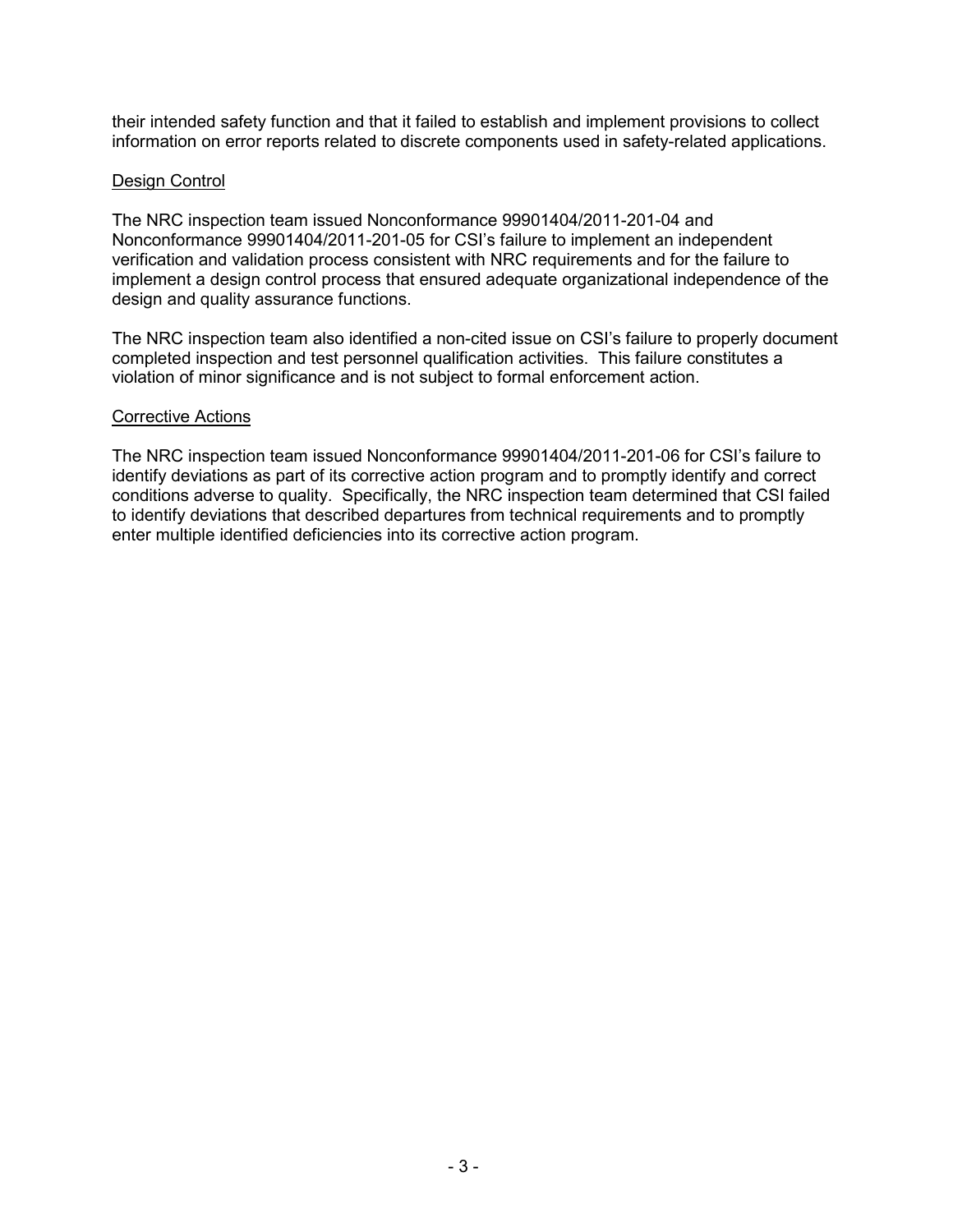their intended safety function and that it failed to establish and implement provisions to collect information on error reports related to discrete components used in safety-related applications.

<u>Design Control</u>

The NRC inspection team issued Nonconformance 99901404/2011-201-04 and Nonconformance 99901404/2011-201-05 for CSI's failure to implement an independent verification and validation process consistent with NRC requirements and for the failure to implement a design control process that ensured adequate organizational independence of the design and quality assurance functions.

The NRC inspection team also identified a non-cited issue on CSI's failure to properly document completed inspection and test personnel qualification activities. This failure constitutes a violation of minor significance and is not subject to formal enforcement action.

<u>Corrective Actions</u>

The NRC inspection team issued Nonconformance 99901404/2011-201-06 for CSI's failure to identify deviations as part of its corrective action program and to promptly identify and correct conditions adverse to quality. Specifically, the NRC inspection team determined that CSI failed to identify deviations that described departures from technical requirements and to promptly enter multiple identified deficiencies into its corrective action program.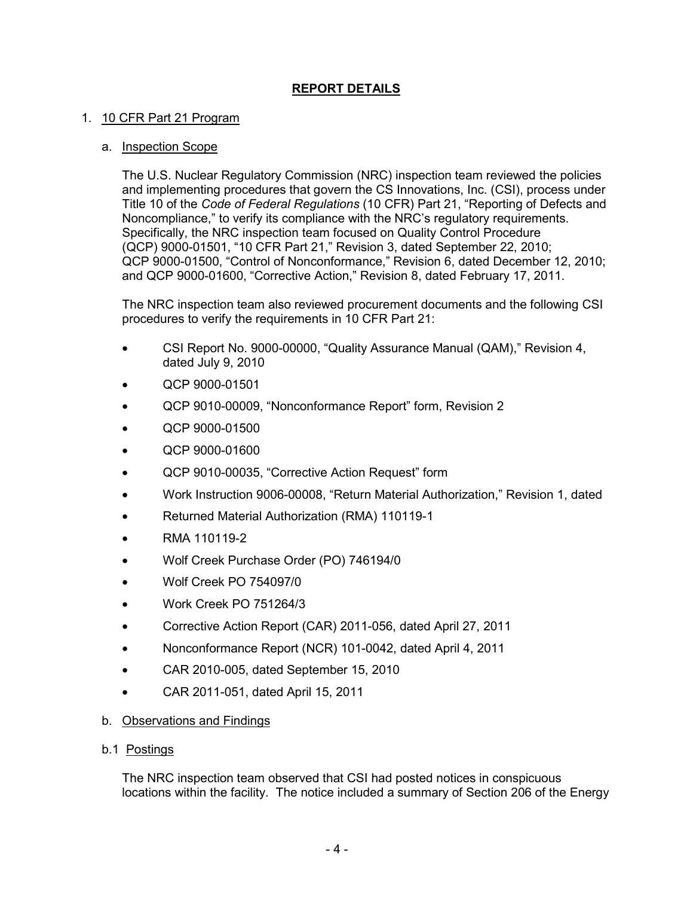# REPORT DETAILS

1. 10 CFR Part 21 Program

   a. Inspection Scope

   The U.S. Nuclear Regulatory Commission (NRC) inspection team reviewed the policies and implementing procedures that govern the CS Innovations, Inc. (CSI), process under Title 10 of the *Code of Federal Regulations* (10 CFR) Part 21, "Reporting of Defects and Noncompliance," to verify its compliance with the NRC's regulatory requirements. Specifically, the NRC inspection team focused on Quality Control Procedure (QCP) 9000-01501, "10 CFR Part 21," Revision 3, dated September 22, 2010; QCP 9000-01500, "Control of Nonconformance," Revision 6, dated December 12, 2010; and QCP 9000-01600, "Corrective Action," Revision 8, dated February 17, 2011.

   The NRC inspection team also reviewed procurement documents and the following CSI procedures to verify the requirements in 10 CFR Part 21:

   - CSI Report No. 9000-00000, "Quality Assurance Manual (QAM)," Revision 4, dated July 9, 2010
   - QCP 9000-01501
   - QCP 9010-00009, "Nonconformance Report" form, Revision 2
   - QCP 9000-01500
   - QCP 9000-01600
   - QCP 9010-00035, "Corrective Action Request" form
   - Work Instruction 9006-00008, "Return Material Authorization," Revision 1, dated
   - Returned Material Authorization (RMA) 110119-1
   - RMA 110119-2
   - Wolf Creek Purchase Order (PO) 746194/0
   - Wolf Creek PO 754097/0
   - Work Creek PO 751264/3
   - Corrective Action Report (CAR) 2011-056, dated April 27, 2011
   - Nonconformance Report (NCR) 101-0042, dated April 4, 2011
   - CAR 2010-005, dated September 15, 2010
   - CAR 2011-051, dated April 15, 2011

   b. Observations and Findings

   b.1 Postings

   The NRC inspection team observed that CSI had posted notices in conspicuous locations within the facility. The notice included a summary of Section 206 of the Energy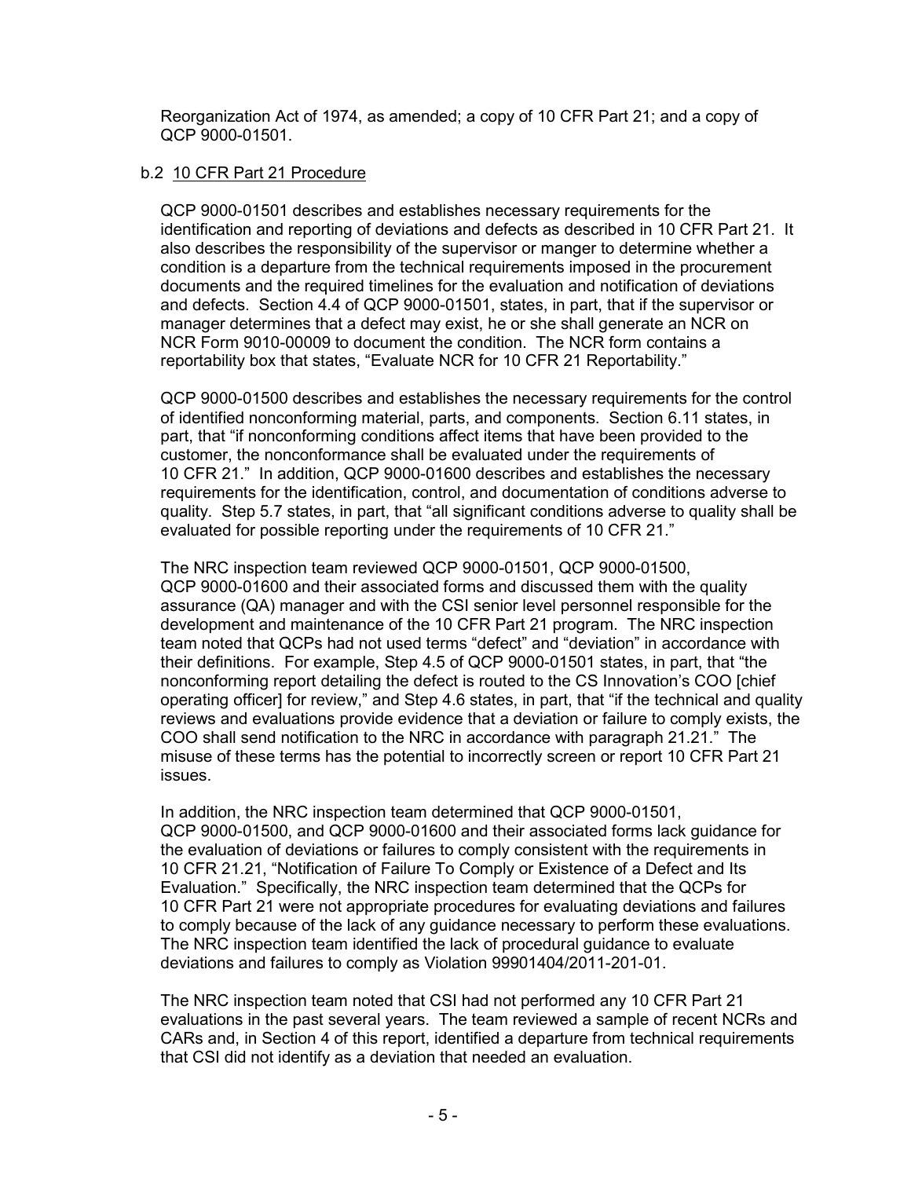Reorganization Act of 1974, as amended; a copy of 10 CFR Part 21; and a copy of QCP 9000-01501.

b.2 10 CFR Part 21 Procedure

QCP 9000-01501 describes and establishes necessary requirements for the identification and reporting of deviations and defects as described in 10 CFR Part 21. It also describes the responsibility of the supervisor or manger to determine whether a condition is a departure from the technical requirements imposed in the procurement documents and the required timelines for the evaluation and notification of deviations and defects. Section 4.4 of QCP 9000-01501, states, in part, that if the supervisor or manager determines that a defect may exist, he or she shall generate an NCR on NCR Form 9010-00009 to document the condition. The NCR form contains a reportability box that states, "Evaluate NCR for 10 CFR 21 Reportability."

QCP 9000-01500 describes and establishes the necessary requirements for the control of identified nonconforming material, parts, and components. Section 6.11 states, in part, that "if nonconforming conditions affect items that have been provided to the customer, the nonconformance shall be evaluated under the requirements of 10 CFR 21." In addition, QCP 9000-01600 describes and establishes the necessary requirements for the identification, control, and documentation of conditions adverse to quality. Step 5.7 states, in part, that "all significant conditions adverse to quality shall be evaluated for possible reporting under the requirements of 10 CFR 21."

The NRC inspection team reviewed QCP 9000-01501, QCP 9000-01500, QCP 9000-01600 and their associated forms and discussed them with the quality assurance (QA) manager and with the CSI senior level personnel responsible for the development and maintenance of the 10 CFR Part 21 program. The NRC inspection team noted that QCPs had not used terms "defect" and "deviation" in accordance with their definitions. For example, Step 4.5 of QCP 9000-01501 states, in part, that "the nonconforming report detailing the defect is routed to the CS Innovation's COO [chief operating officer] for review," and Step 4.6 states, in part, that "if the technical and quality reviews and evaluations provide evidence that a deviation or failure to comply exists, the COO shall send notification to the NRC in accordance with paragraph 21.21." The misuse of these terms has the potential to incorrectly screen or report 10 CFR Part 21 issues.

In addition, the NRC inspection team determined that QCP 9000-01501, QCP 9000-01500, and QCP 9000-01600 and their associated forms lack guidance for the evaluation of deviations or failures to comply consistent with the requirements in 10 CFR 21.21, "Notification of Failure To Comply or Existence of a Defect and Its Evaluation." Specifically, the NRC inspection team determined that the QCPs for 10 CFR Part 21 were not appropriate procedures for evaluating deviations and failures to comply because of the lack of any guidance necessary to perform these evaluations. The NRC inspection team identified the lack of procedural guidance to evaluate deviations and failures to comply as Violation 99901404/2011-201-01.

The NRC inspection team noted that CSI had not performed any 10 CFR Part 21 evaluations in the past several years. The team reviewed a sample of recent NCRs and CARs and, in Section 4 of this report, identified a departure from technical requirements that CSI did not identify as a deviation that needed an evaluation.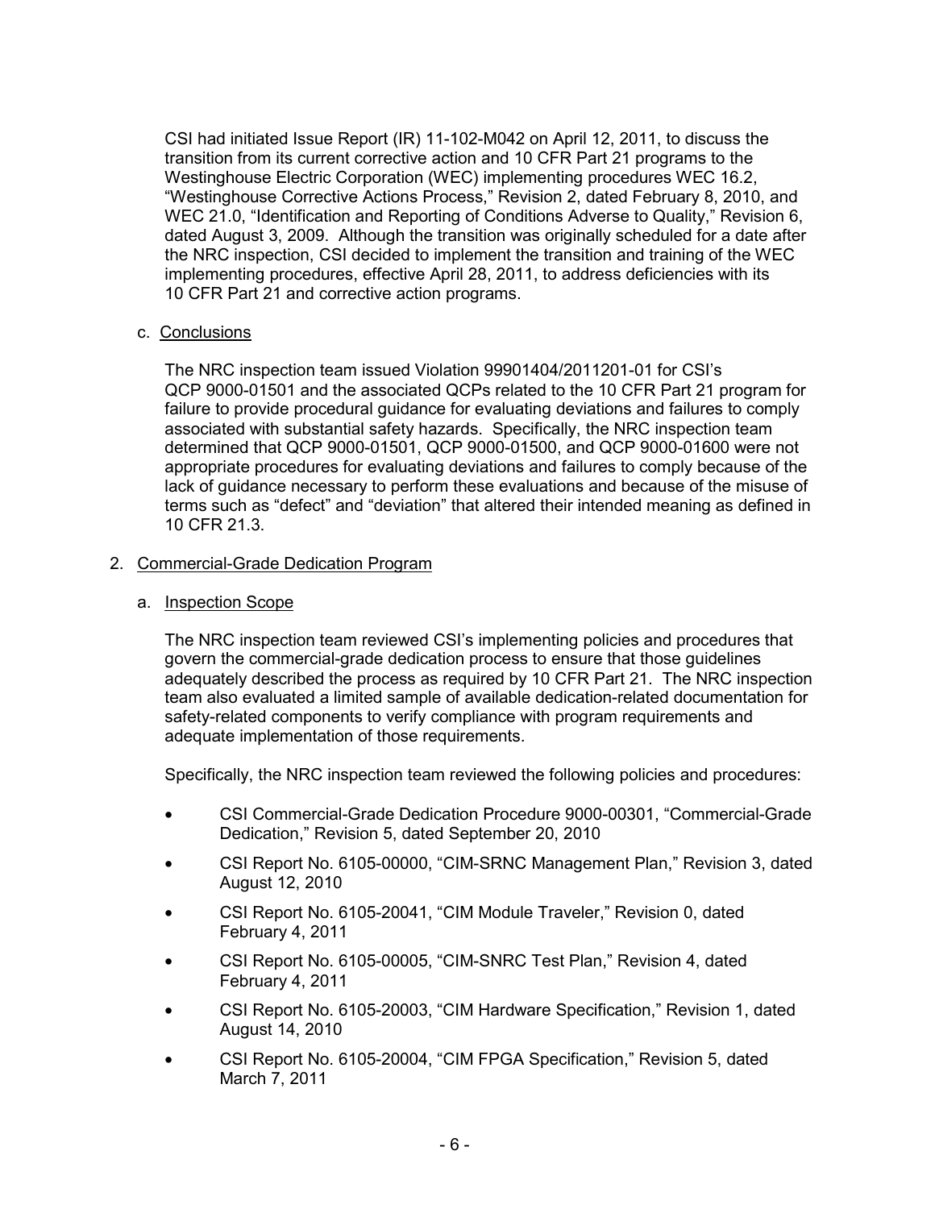CSI had initiated Issue Report (IR) 11-102-M042 on April 12, 2011, to discuss the transition from its current corrective action and 10 CFR Part 21 programs to the Westinghouse Electric Corporation (WEC) implementing procedures WEC 16.2, "Westinghouse Corrective Actions Process," Revision 2, dated February 8, 2010, and WEC 21.0, "Identification and Reporting of Conditions Adverse to Quality," Revision 6, dated August 3, 2009. Although the transition was originally scheduled for a date after the NRC inspection, CSI decided to implement the transition and training of the WEC implementing procedures, effective April 28, 2011, to address deficiencies with its 10 CFR Part 21 and corrective action programs.

c. Conclusions

The NRC inspection team issued Violation 99901404/2011201-01 for CSI's QCP 9000-01501 and the associated QCPs related to the 10 CFR Part 21 program for failure to provide procedural guidance for evaluating deviations and failures to comply associated with substantial safety hazards. Specifically, the NRC inspection team determined that QCP 9000-01501, QCP 9000-01500, and QCP 9000-01600 were not appropriate procedures for evaluating deviations and failures to comply because of the lack of guidance necessary to perform these evaluations and because of the misuse of terms such as "defect" and "deviation" that altered their intended meaning as defined in 10 CFR 21.3.

2. Commercial-Grade Dedication Program

a. Inspection Scope

The NRC inspection team reviewed CSI's implementing policies and procedures that govern the commercial-grade dedication process to ensure that those guidelines adequately described the process as required by 10 CFR Part 21. The NRC inspection team also evaluated a limited sample of available dedication-related documentation for safety-related components to verify compliance with program requirements and adequate implementation of those requirements.

Specifically, the NRC inspection team reviewed the following policies and procedures:

- CSI Commercial-Grade Dedication Procedure 9000-00301, "Commercial-Grade Dedication," Revision 5, dated September 20, 2010
- CSI Report No. 6105-00000, "CIM-SRNC Management Plan," Revision 3, dated August 12, 2010
- CSI Report No. 6105-20041, "CIM Module Traveler," Revision 0, dated February 4, 2011
- CSI Report No. 6105-00005, "CIM-SNRC Test Plan," Revision 4, dated February 4, 2011
- CSI Report No. 6105-20003, "CIM Hardware Specification," Revision 1, dated August 14, 2010
- CSI Report No. 6105-20004, "CIM FPGA Specification," Revision 5, dated March 7, 2011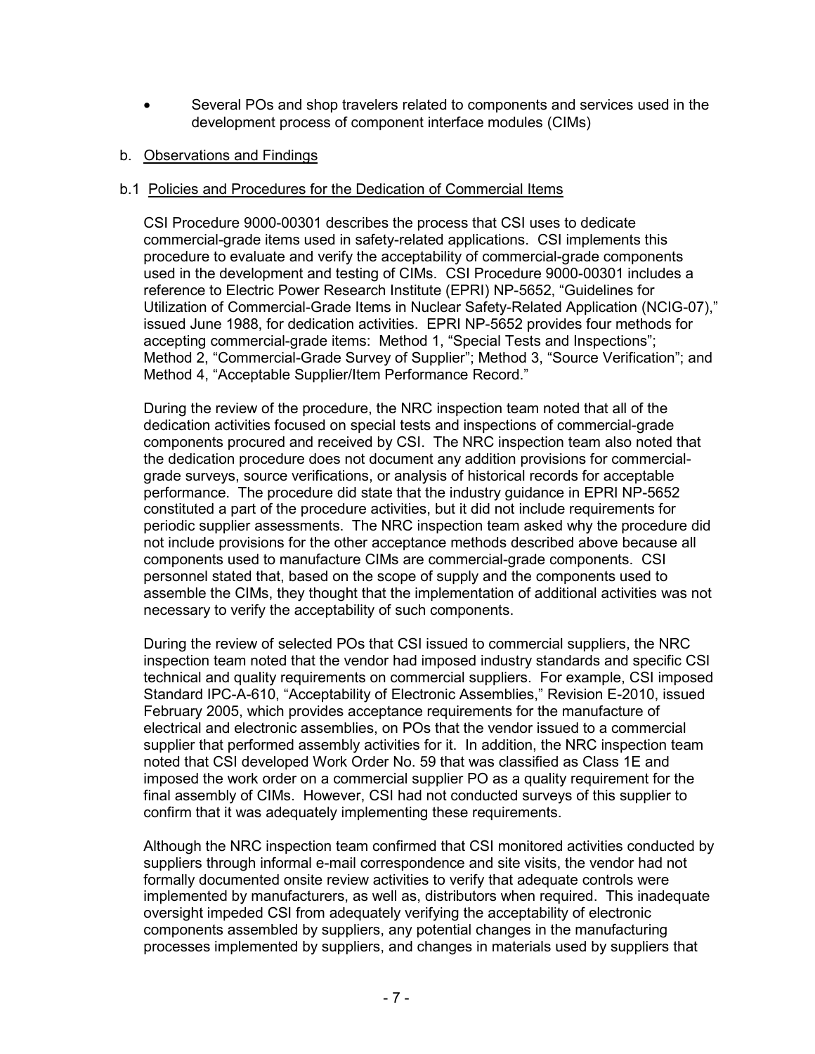- Several POs and shop travelers related to components and services used in the development process of component interface modules (CIMs)

b. Observations and Findings

b.1 Policies and Procedures for the Dedication of Commercial Items

CSI Procedure 9000-00301 describes the process that CSI uses to dedicate commercial-grade items used in safety-related applications. CSI implements this procedure to evaluate and verify the acceptability of commercial-grade components used in the development and testing of CIMs. CSI Procedure 9000-00301 includes a reference to Electric Power Research Institute (EPRI) NP-5652, "Guidelines for Utilization of Commercial-Grade Items in Nuclear Safety-Related Application (NCIG-07)," issued June 1988, for dedication activities. EPRI NP-5652 provides four methods for accepting commercial-grade items: Method 1, "Special Tests and Inspections"; Method 2, "Commercial-Grade Survey of Supplier"; Method 3, "Source Verification"; and Method 4, "Acceptable Supplier/Item Performance Record."

During the review of the procedure, the NRC inspection team noted that all of the dedication activities focused on special tests and inspections of commercial-grade components procured and received by CSI. The NRC inspection team also noted that the dedication procedure does not document any addition provisions for commercial-grade surveys, source verifications, or analysis of historical records for acceptable performance. The procedure did state that the industry guidance in EPRI NP-5652 constituted a part of the procedure activities, but it did not include requirements for periodic supplier assessments. The NRC inspection team asked why the procedure did not include provisions for the other acceptance methods described above because all components used to manufacture CIMs are commercial-grade components. CSI personnel stated that, based on the scope of supply and the components used to assemble the CIMs, they thought that the implementation of additional activities was not necessary to verify the acceptability of such components.

During the review of selected POs that CSI issued to commercial suppliers, the NRC inspection team noted that the vendor had imposed industry standards and specific CSI technical and quality requirements on commercial suppliers. For example, CSI imposed Standard IPC-A-610, "Acceptability of Electronic Assemblies," Revision E-2010, issued February 2005, which provides acceptance requirements for the manufacture of electrical and electronic assemblies, on POs that the vendor issued to a commercial supplier that performed assembly activities for it. In addition, the NRC inspection team noted that CSI developed Work Order No. 59 that was classified as Class 1E and imposed the work order on a commercial supplier PO as a quality requirement for the final assembly of CIMs. However, CSI had not conducted surveys of this supplier to confirm that it was adequately implementing these requirements.

Although the NRC inspection team confirmed that CSI monitored activities conducted by suppliers through informal e-mail correspondence and site visits, the vendor had not formally documented onsite review activities to verify that adequate controls were implemented by manufacturers, as well as, distributors when required. This inadequate oversight impeded CSI from adequately verifying the acceptability of electronic components assembled by suppliers, any potential changes in the manufacturing processes implemented by suppliers, and changes in materials used by suppliers that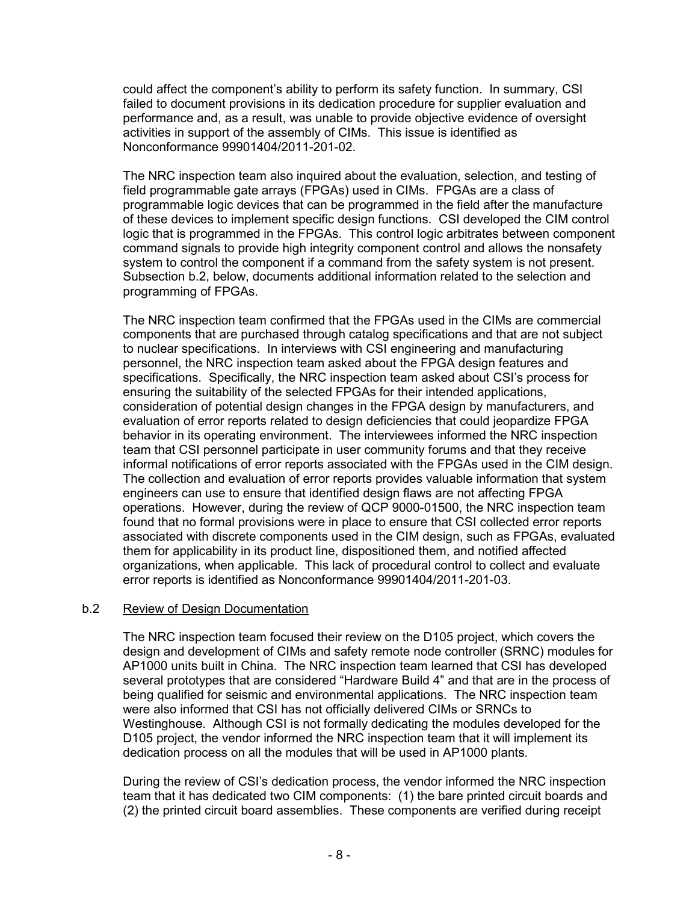could affect the component's ability to perform its safety function. In summary, CSI failed to document provisions in its dedication procedure for supplier evaluation and performance and, as a result, was unable to provide objective evidence of oversight activities in support of the assembly of CIMs. This issue is identified as Nonconformance 99901404/2011-201-02.

The NRC inspection team also inquired about the evaluation, selection, and testing of field programmable gate arrays (FPGAs) used in CIMs. FPGAs are a class of programmable logic devices that can be programmed in the field after the manufacture of these devices to implement specific design functions. CSI developed the CIM control logic that is programmed in the FPGAs. This control logic arbitrates between component command signals to provide high integrity component control and allows the nonsafety system to control the component if a command from the safety system is not present. Subsection b.2, below, documents additional information related to the selection and programming of FPGAs.

The NRC inspection team confirmed that the FPGAs used in the CIMs are commercial components that are purchased through catalog specifications and that are not subject to nuclear specifications. In interviews with CSI engineering and manufacturing personnel, the NRC inspection team asked about the FPGA design features and specifications. Specifically, the NRC inspection team asked about CSI's process for ensuring the suitability of the selected FPGAs for their intended applications, consideration of potential design changes in the FPGA design by manufacturers, and evaluation of error reports related to design deficiencies that could jeopardize FPGA behavior in its operating environment. The interviewees informed the NRC inspection team that CSI personnel participate in user community forums and that they receive informal notifications of error reports associated with the FPGAs used in the CIM design. The collection and evaluation of error reports provides valuable information that system engineers can use to ensure that identified design flaws are not affecting FPGA operations. However, during the review of QCP 9000-01500, the NRC inspection team found that no formal provisions were in place to ensure that CSI collected error reports associated with discrete components used in the CIM design, such as FPGAs, evaluated them for applicability in its product line, dispositioned them, and notified affected organizations, when applicable. This lack of procedural control to collect and evaluate error reports is identified as Nonconformance 99901404/2011-201-03.

b.2 Review of Design Documentation

The NRC inspection team focused their review on the D105 project, which covers the design and development of CIMs and safety remote node controller (SRNC) modules for AP1000 units built in China. The NRC inspection team learned that CSI has developed several prototypes that are considered "Hardware Build 4" and that are in the process of being qualified for seismic and environmental applications. The NRC inspection team were also informed that CSI has not officially delivered CIMs or SRNCs to Westinghouse. Although CSI is not formally dedicating the modules developed for the D105 project, the vendor informed the NRC inspection team that it will implement its dedication process on all the modules that will be used in AP1000 plants.

During the review of CSI's dedication process, the vendor informed the NRC inspection team that it has dedicated two CIM components: (1) the bare printed circuit boards and (2) the printed circuit board assemblies. These components are verified during receipt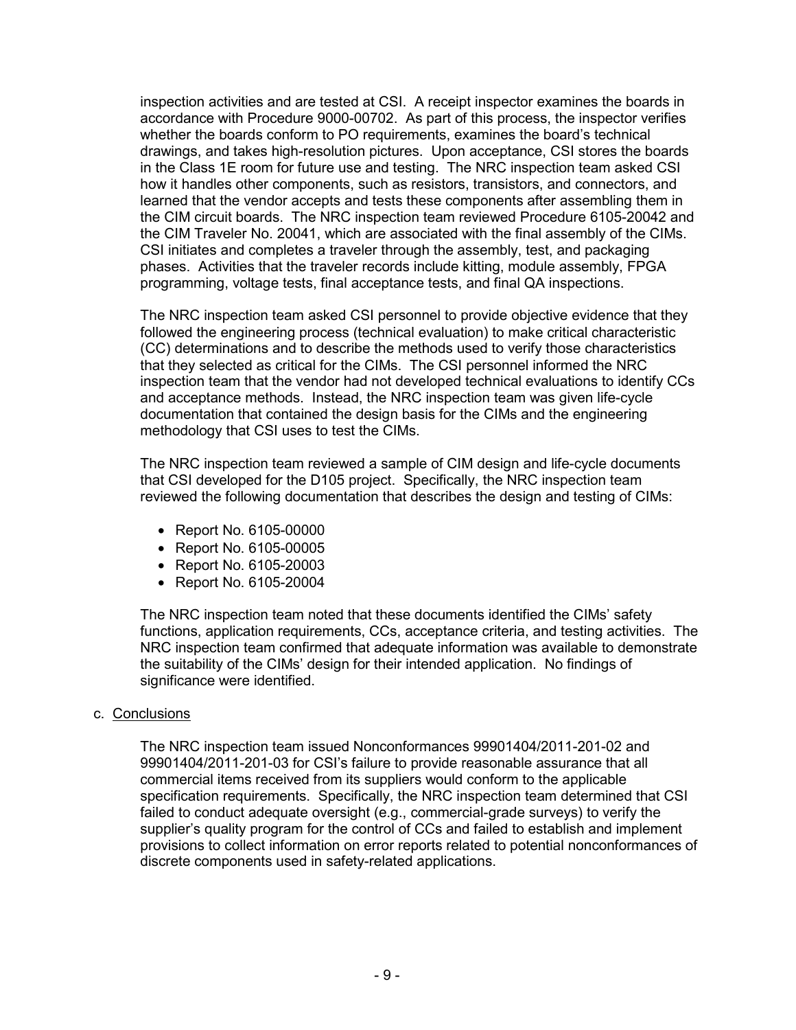inspection activities and are tested at CSI. A receipt inspector examines the boards in accordance with Procedure 9000-00702. As part of this process, the inspector verifies whether the boards conform to PO requirements, examines the board's technical drawings, and takes high-resolution pictures. Upon acceptance, CSI stores the boards in the Class 1E room for future use and testing. The NRC inspection team asked CSI how it handles other components, such as resistors, transistors, and connectors, and learned that the vendor accepts and tests these components after assembling them in the CIM circuit boards. The NRC inspection team reviewed Procedure 6105-20042 and the CIM Traveler No. 20041, which are associated with the final assembly of the CIMs. CSI initiates and completes a traveler through the assembly, test, and packaging phases. Activities that the traveler records include kitting, module assembly, FPGA programming, voltage tests, final acceptance tests, and final QA inspections.

The NRC inspection team asked CSI personnel to provide objective evidence that they followed the engineering process (technical evaluation) to make critical characteristic (CC) determinations and to describe the methods used to verify those characteristics that they selected as critical for the CIMs. The CSI personnel informed the NRC inspection team that the vendor had not developed technical evaluations to identify CCs and acceptance methods. Instead, the NRC inspection team was given life-cycle documentation that contained the design basis for the CIMs and the engineering methodology that CSI uses to test the CIMs.

The NRC inspection team reviewed a sample of CIM design and life-cycle documents that CSI developed for the D105 project. Specifically, the NRC inspection team reviewed the following documentation that describes the design and testing of CIMs:

- Report No. 6105-00000
- Report No. 6105-00005
- Report No. 6105-20003
- Report No. 6105-20004

The NRC inspection team noted that these documents identified the CIMs' safety functions, application requirements, CCs, acceptance criteria, and testing activities. The NRC inspection team confirmed that adequate information was available to demonstrate the suitability of the CIMs' design for their intended application. No findings of significance were identified.

c. Conclusions

The NRC inspection team issued Nonconformances 99901404/2011-201-02 and 99901404/2011-201-03 for CSI's failure to provide reasonable assurance that all commercial items received from its suppliers would conform to the applicable specification requirements. Specifically, the NRC inspection team determined that CSI failed to conduct adequate oversight (e.g., commercial-grade surveys) to verify the supplier's quality program for the control of CCs and failed to establish and implement provisions to collect information on error reports related to potential nonconformances of discrete components used in safety-related applications.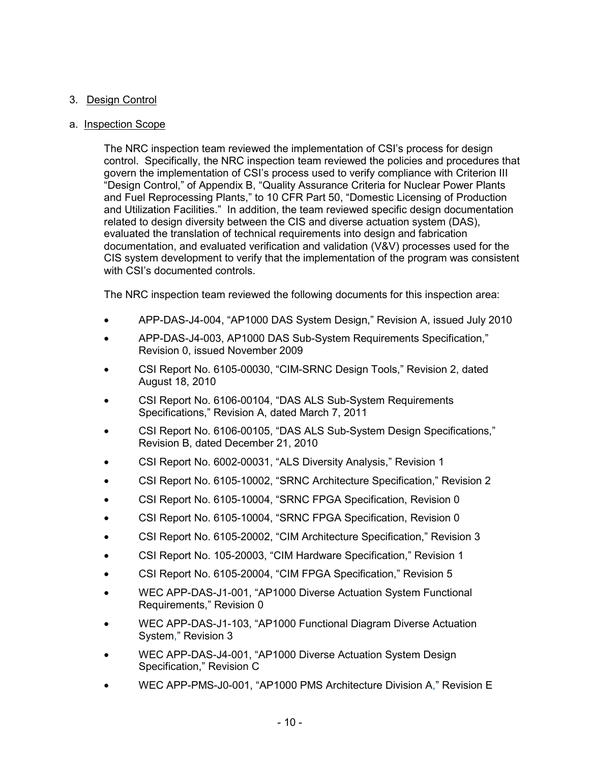3. Design Control

a. Inspection Scope

The NRC inspection team reviewed the implementation of CSI's process for design control. Specifically, the NRC inspection team reviewed the policies and procedures that govern the implementation of CSI's process used to verify compliance with Criterion III "Design Control," of Appendix B, "Quality Assurance Criteria for Nuclear Power Plants and Fuel Reprocessing Plants," to 10 CFR Part 50, "Domestic Licensing of Production and Utilization Facilities." In addition, the team reviewed specific design documentation related to design diversity between the CIS and diverse actuation system (DAS), evaluated the translation of technical requirements into design and fabrication documentation, and evaluated verification and validation (V&V) processes used for the CIS system development to verify that the implementation of the program was consistent with CSI's documented controls.

The NRC inspection team reviewed the following documents for this inspection area:

- APP-DAS-J4-004, "AP1000 DAS System Design," Revision A, issued July 2010
- APP-DAS-J4-003, AP1000 DAS Sub-System Requirements Specification," Revision 0, issued November 2009
- CSI Report No. 6105-00030, "CIM-SRNC Design Tools," Revision 2, dated August 18, 2010
- CSI Report No. 6106-00104, "DAS ALS Sub-System Requirements Specifications," Revision A, dated March 7, 2011
- CSI Report No. 6106-00105, "DAS ALS Sub-System Design Specifications," Revision B, dated December 21, 2010
- CSI Report No. 6002-00031, "ALS Diversity Analysis," Revision 1
- CSI Report No. 6105-10002, "SRNC Architecture Specification," Revision 2
- CSI Report No. 6105-10004, "SRNC FPGA Specification, Revision 0
- CSI Report No. 6105-10004, "SRNC FPGA Specification, Revision 0
- CSI Report No. 6105-20002, "CIM Architecture Specification," Revision 3
- CSI Report No. 105-20003, "CIM Hardware Specification," Revision 1
- CSI Report No. 6105-20004, "CIM FPGA Specification," Revision 5
- WEC APP-DAS-J1-001, "AP1000 Diverse Actuation System Functional Requirements," Revision 0
- WEC APP-DAS-J1-103, "AP1000 Functional Diagram Diverse Actuation System," Revision 3
- WEC APP-DAS-J4-001, "AP1000 Diverse Actuation System Design Specification," Revision C
- WEC APP-PMS-J0-001, "AP1000 PMS Architecture Division A," Revision E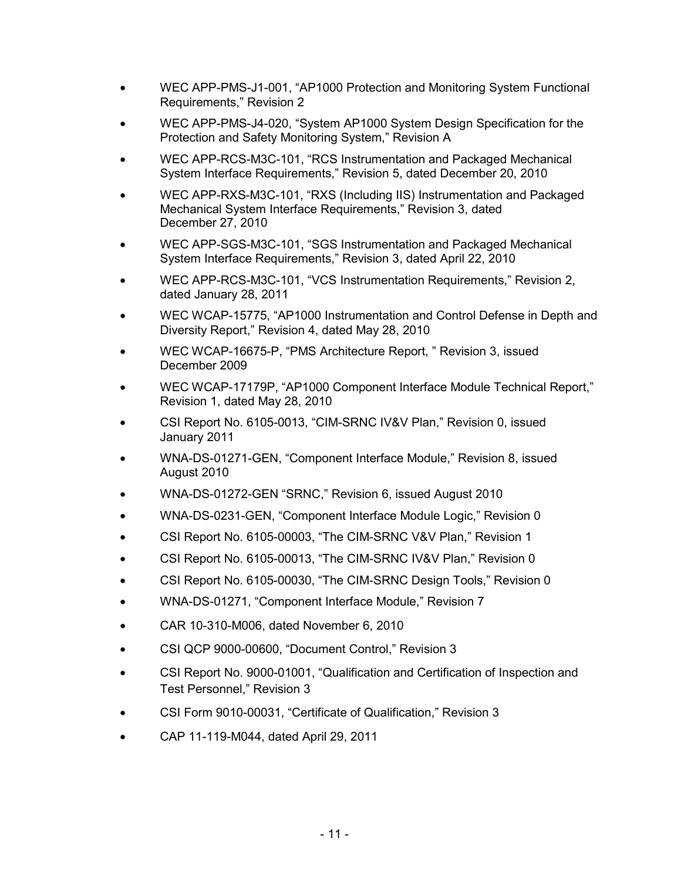- WEC APP-PMS-J1-001, "AP1000 Protection and Monitoring System Functional Requirements," Revision 2
- WEC APP-PMS-J4-020, "System AP1000 System Design Specification for the Protection and Safety Monitoring System," Revision A
- WEC APP-RCS-M3C-101, "RCS Instrumentation and Packaged Mechanical System Interface Requirements," Revision 5, dated December 20, 2010
- WEC APP-RXS-M3C-101, "RXS (Including IIS) Instrumentation and Packaged Mechanical System Interface Requirements," Revision 3, dated December 27, 2010
- WEC APP-SGS-M3C-101, "SGS Instrumentation and Packaged Mechanical System Interface Requirements," Revision 3, dated April 22, 2010
- WEC APP-RCS-M3C-101, "VCS Instrumentation Requirements," Revision 2, dated January 28, 2011
- WEC WCAP-15775, "AP1000 Instrumentation and Control Defense in Depth and Diversity Report," Revision 4, dated May 28, 2010
- WEC WCAP-16675-P, "PMS Architecture Report, " Revision 3, issued December 2009
- WEC WCAP-17179P, "AP1000 Component Interface Module Technical Report," Revision 1, dated May 28, 2010
- CSI Report No. 6105-0013, "CIM-SRNC IV&V Plan," Revision 0, issued January 2011
- WNA-DS-01271-GEN, "Component Interface Module," Revision 8, issued August 2010
- WNA-DS-01272-GEN "SRNC," Revision 6, issued August 2010
- WNA-DS-0231-GEN, "Component Interface Module Logic," Revision 0
- CSI Report No. 6105-00003, "The CIM-SRNC V&V Plan," Revision 1
- CSI Report No. 6105-00013, "The CIM-SRNC IV&V Plan," Revision 0
- CSI Report No. 6105-00030, "The CIM-SRNC Design Tools," Revision 0
- WNA-DS-01271, "Component Interface Module," Revision 7
- CAR 10-310-M006, dated November 6, 2010
- CSI QCP 9000-00600, "Document Control," Revision 3
- CSI Report No. 9000-01001, "Qualification and Certification of Inspection and Test Personnel," Revision 3
- CSI Form 9010-00031, "Certificate of Qualification," Revision 3
- CAP 11-119-M044, dated April 29, 2011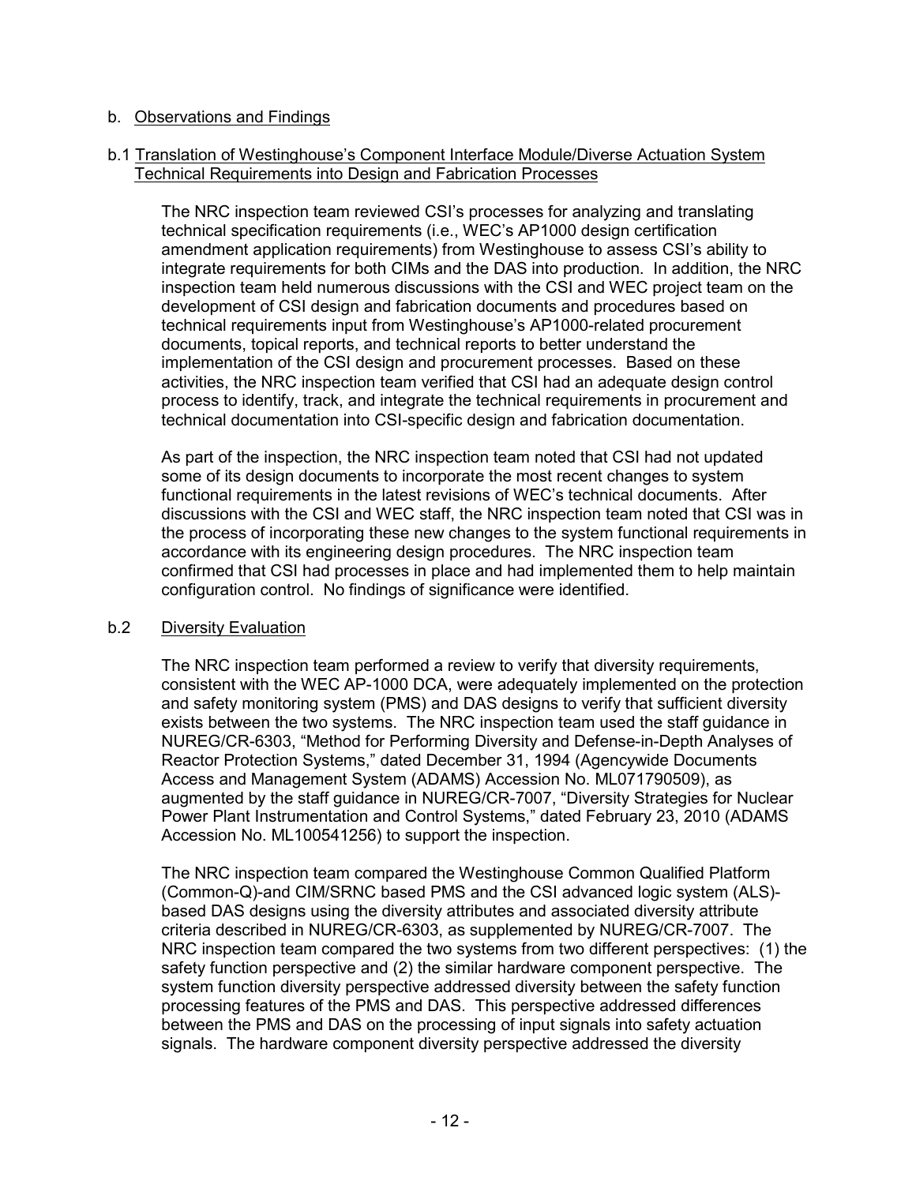b. Observations and Findings

b.1 Translation of Westinghouse's Component Interface Module/Diverse Actuation System Technical Requirements into Design and Fabrication Processes

The NRC inspection team reviewed CSI's processes for analyzing and translating technical specification requirements (i.e., WEC's AP1000 design certification amendment application requirements) from Westinghouse to assess CSI's ability to integrate requirements for both CIMs and the DAS into production. In addition, the NRC inspection team held numerous discussions with the CSI and WEC project team on the development of CSI design and fabrication documents and procedures based on technical requirements input from Westinghouse's AP1000-related procurement documents, topical reports, and technical reports to better understand the implementation of the CSI design and procurement processes. Based on these activities, the NRC inspection team verified that CSI had an adequate design control process to identify, track, and integrate the technical requirements in procurement and technical documentation into CSI-specific design and fabrication documentation.

As part of the inspection, the NRC inspection team noted that CSI had not updated some of its design documents to incorporate the most recent changes to system functional requirements in the latest revisions of WEC's technical documents. After discussions with the CSI and WEC staff, the NRC inspection team noted that CSI was in the process of incorporating these new changes to the system functional requirements in accordance with its engineering design procedures. The NRC inspection team confirmed that CSI had processes in place and had implemented them to help maintain configuration control. No findings of significance were identified.

b.2 Diversity Evaluation

The NRC inspection team performed a review to verify that diversity requirements, consistent with the WEC AP-1000 DCA, were adequately implemented on the protection and safety monitoring system (PMS) and DAS designs to verify that sufficient diversity exists between the two systems. The NRC inspection team used the staff guidance in NUREG/CR-6303, "Method for Performing Diversity and Defense-in-Depth Analyses of Reactor Protection Systems," dated December 31, 1994 (Agencywide Documents Access and Management System (ADAMS) Accession No. ML071790509), as augmented by the staff guidance in NUREG/CR-7007, "Diversity Strategies for Nuclear Power Plant Instrumentation and Control Systems," dated February 23, 2010 (ADAMS Accession No. ML100541256) to support the inspection.

The NRC inspection team compared the Westinghouse Common Qualified Platform (Common-Q)-and CIM/SRNC based PMS and the CSI advanced logic system (ALS)-based DAS designs using the diversity attributes and associated diversity attribute criteria described in NUREG/CR-6303, as supplemented by NUREG/CR-7007. The NRC inspection team compared the two systems from two different perspectives: (1) the safety function perspective and (2) the similar hardware component perspective. The system function diversity perspective addressed diversity between the safety function processing features of the PMS and DAS. This perspective addressed differences between the PMS and DAS on the processing of input signals into safety actuation signals. The hardware component diversity perspective addressed the diversity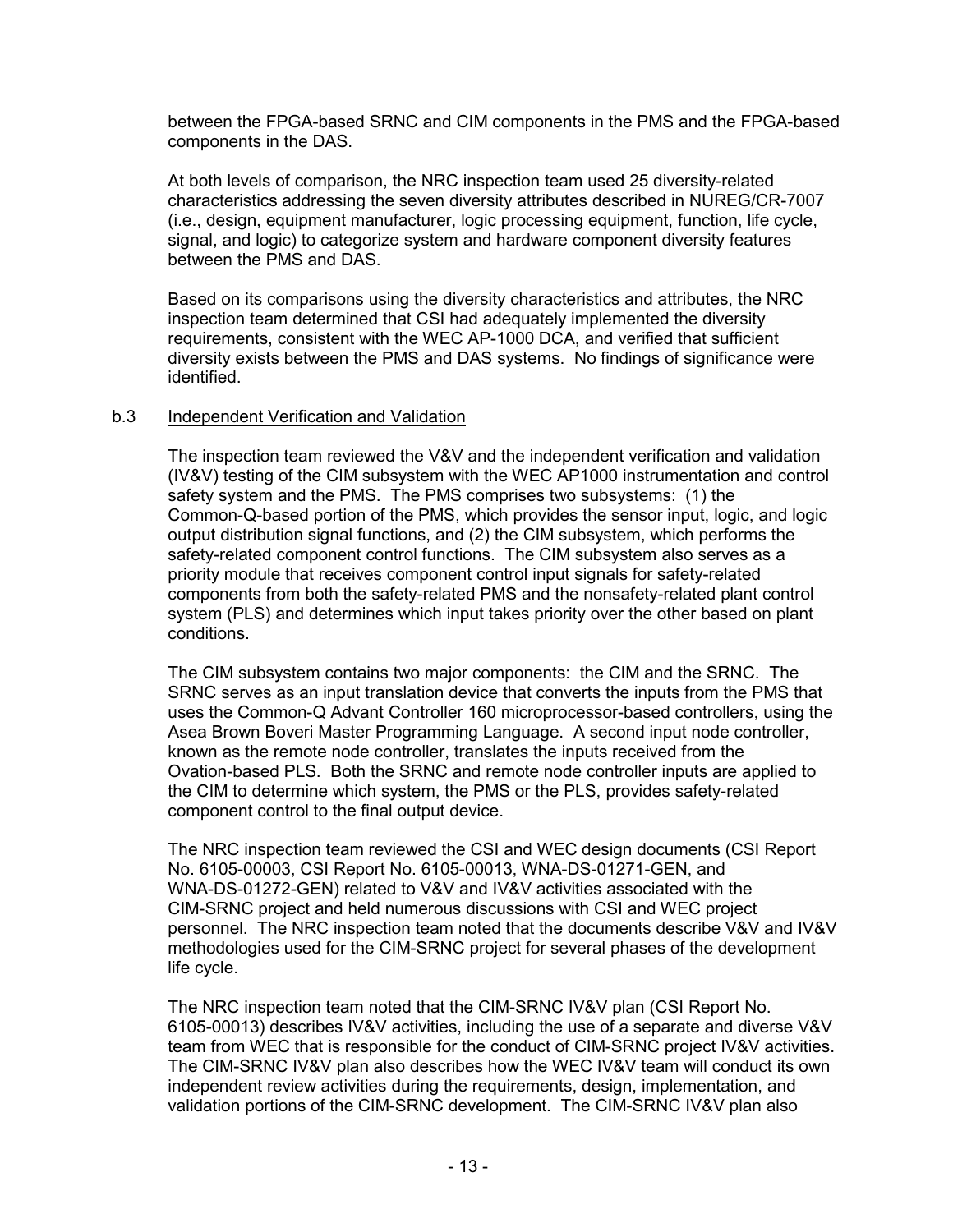between the FPGA-based SRNC and CIM components in the PMS and the FPGA-based components in the DAS.

At both levels of comparison, the NRC inspection team used 25 diversity-related characteristics addressing the seven diversity attributes described in NUREG/CR-7007 (i.e., design, equipment manufacturer, logic processing equipment, function, life cycle, signal, and logic) to categorize system and hardware component diversity features between the PMS and DAS.

Based on its comparisons using the diversity characteristics and attributes, the NRC inspection team determined that CSI had adequately implemented the diversity requirements, consistent with the WEC AP-1000 DCA, and verified that sufficient diversity exists between the PMS and DAS systems. No findings of significance were identified.

### b.3 Independent Verification and Validation

The inspection team reviewed the V&V and the independent verification and validation (IV&V) testing of the CIM subsystem with the WEC AP1000 instrumentation and control safety system and the PMS. The PMS comprises two subsystems: (1) the Common-Q-based portion of the PMS, which provides the sensor input, logic, and logic output distribution signal functions, and (2) the CIM subsystem, which performs the safety-related component control functions. The CIM subsystem also serves as a priority module that receives component control input signals for safety-related components from both the safety-related PMS and the nonsafety-related plant control system (PLS) and determines which input takes priority over the other based on plant conditions.

The CIM subsystem contains two major components: the CIM and the SRNC. The SRNC serves as an input translation device that converts the inputs from the PMS that uses the Common-Q Advant Controller 160 microprocessor-based controllers, using the Asea Brown Boveri Master Programming Language. A second input node controller, known as the remote node controller, translates the inputs received from the Ovation-based PLS. Both the SRNC and remote node controller inputs are applied to the CIM to determine which system, the PMS or the PLS, provides safety-related component control to the final output device.

The NRC inspection team reviewed the CSI and WEC design documents (CSI Report No. 6105-00003, CSI Report No. 6105-00013, WNA-DS-01271-GEN, and WNA-DS-01272-GEN) related to V&V and IV&V activities associated with the CIM-SRNC project and held numerous discussions with CSI and WEC project personnel. The NRC inspection team noted that the documents describe V&V and IV&V methodologies used for the CIM-SRNC project for several phases of the development life cycle.

The NRC inspection team noted that the CIM-SRNC IV&V plan (CSI Report No. 6105-00013) describes IV&V activities, including the use of a separate and diverse V&V team from WEC that is responsible for the conduct of CIM-SRNC project IV&V activities. The CIM-SRNC IV&V plan also describes how the WEC IV&V team will conduct its own independent review activities during the requirements, design, implementation, and validation portions of the CIM-SRNC development. The CIM-SRNC IV&V plan also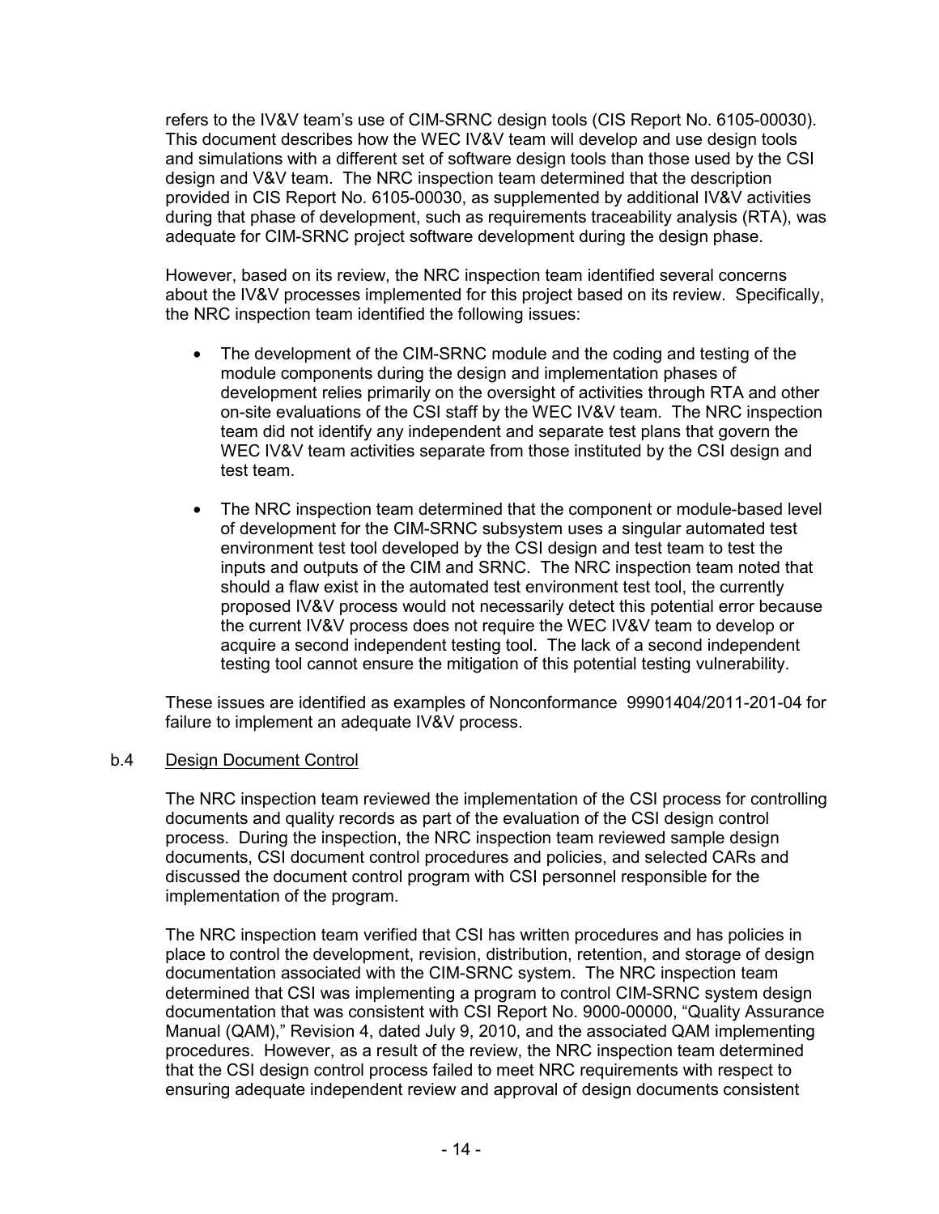refers to the IV&V team's use of CIM-SRNC design tools (CIS Report No. 6105-00030). This document describes how the WEC IV&V team will develop and use design tools and simulations with a different set of software design tools than those used by the CSI design and V&V team. The NRC inspection team determined that the description provided in CIS Report No. 6105-00030, as supplemented by additional IV&V activities during that phase of development, such as requirements traceability analysis (RTA), was adequate for CIM-SRNC project software development during the design phase.

However, based on its review, the NRC inspection team identified several concerns about the IV&V processes implemented for this project based on its review. Specifically, the NRC inspection team identified the following issues:

- The development of the CIM-SRNC module and the coding and testing of the module components during the design and implementation phases of development relies primarily on the oversight of activities through RTA and other on-site evaluations of the CSI staff by the WEC IV&V team. The NRC inspection team did not identify any independent and separate test plans that govern the WEC IV&V team activities separate from those instituted by the CSI design and test team.

- The NRC inspection team determined that the component or module-based level of development for the CIM-SRNC subsystem uses a singular automated test environment test tool developed by the CSI design and test team to test the inputs and outputs of the CIM and SRNC. The NRC inspection team noted that should a flaw exist in the automated test environment test tool, the currently proposed IV&V process would not necessarily detect this potential error because the current IV&V process does not require the WEC IV&V team to develop or acquire a second independent testing tool. The lack of a second independent testing tool cannot ensure the mitigation of this potential testing vulnerability.

These issues are identified as examples of Nonconformance 99901404/2011-201-04 for failure to implement an adequate IV&V process.

### b.4 Design Document Control

The NRC inspection team reviewed the implementation of the CSI process for controlling documents and quality records as part of the evaluation of the CSI design control process. During the inspection, the NRC inspection team reviewed sample design documents, CSI document control procedures and policies, and selected CARs and discussed the document control program with CSI personnel responsible for the implementation of the program.

The NRC inspection team verified that CSI has written procedures and has policies in place to control the development, revision, distribution, retention, and storage of design documentation associated with the CIM-SRNC system. The NRC inspection team determined that CSI was implementing a program to control CIM-SRNC system design documentation that was consistent with CSI Report No. 9000-00000, "Quality Assurance Manual (QAM)," Revision 4, dated July 9, 2010, and the associated QAM implementing procedures. However, as a result of the review, the NRC inspection team determined that the CSI design control process failed to meet NRC requirements with respect to ensuring adequate independent review and approval of design documents consistent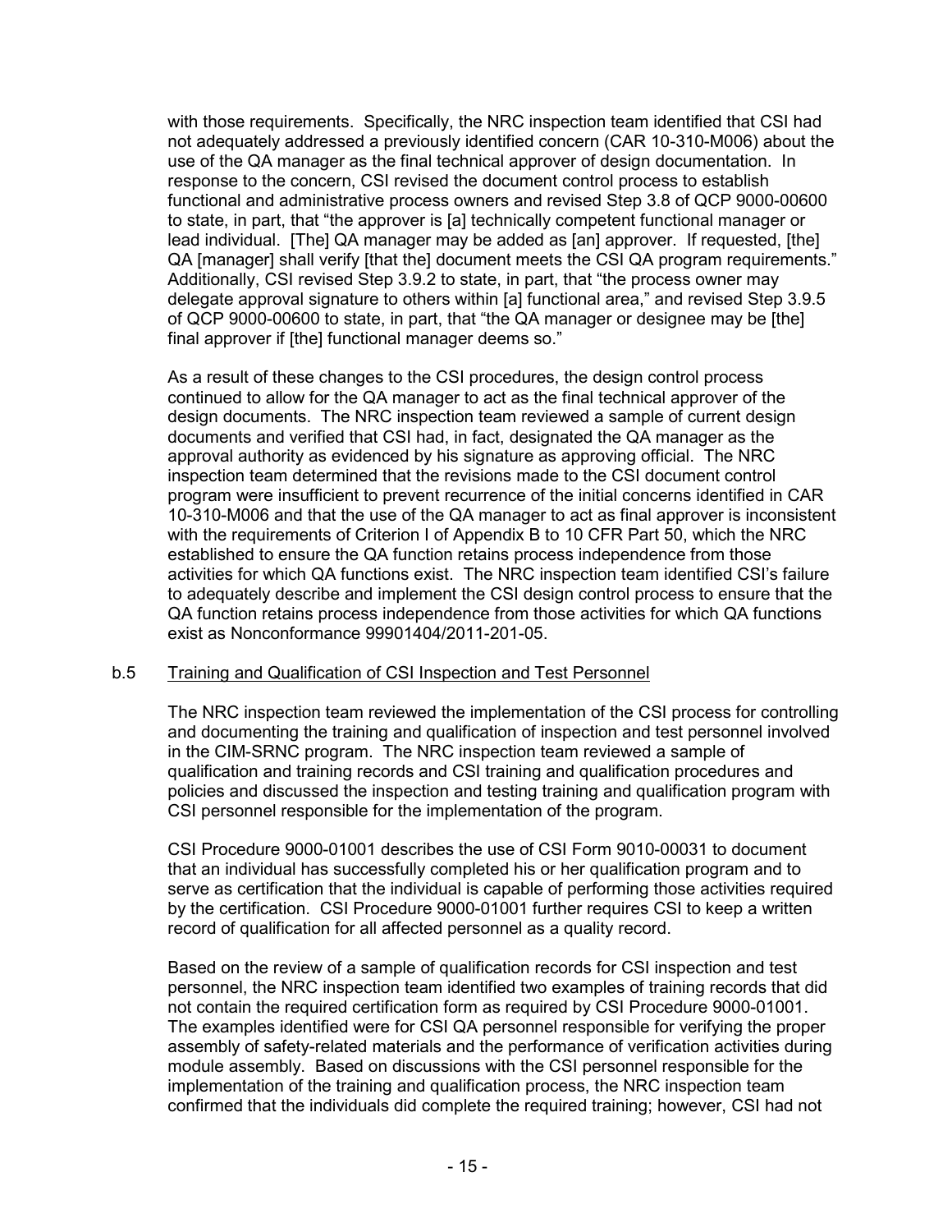with those requirements. Specifically, the NRC inspection team identified that CSI had not adequately addressed a previously identified concern (CAR 10-310-M006) about the use of the QA manager as the final technical approver of design documentation. In response to the concern, CSI revised the document control process to establish functional and administrative process owners and revised Step 3.8 of QCP 9000-00600 to state, in part, that "the approver is [a] technically competent functional manager or lead individual. [The] QA manager may be added as [an] approver. If requested, [the] QA [manager] shall verify [that the] document meets the CSI QA program requirements." Additionally, CSI revised Step 3.9.2 to state, in part, that "the process owner may delegate approval signature to others within [a] functional area," and revised Step 3.9.5 of QCP 9000-00600 to state, in part, that "the QA manager or designee may be [the] final approver if [the] functional manager deems so."

As a result of these changes to the CSI procedures, the design control process continued to allow for the QA manager to act as the final technical approver of the design documents. The NRC inspection team reviewed a sample of current design documents and verified that CSI had, in fact, designated the QA manager as the approval authority as evidenced by his signature as approving official. The NRC inspection team determined that the revisions made to the CSI document control program were insufficient to prevent recurrence of the initial concerns identified in CAR 10-310-M006 and that the use of the QA manager to act as final approver is inconsistent with the requirements of Criterion I of Appendix B to 10 CFR Part 50, which the NRC established to ensure the QA function retains process independence from those activities for which QA functions exist. The NRC inspection team identified CSI's failure to adequately describe and implement the CSI design control process to ensure that the QA function retains process independence from those activities for which QA functions exist as Nonconformance 99901404/2011-201-05.

b.5 Training and Qualification of CSI Inspection and Test Personnel

The NRC inspection team reviewed the implementation of the CSI process for controlling and documenting the training and qualification of inspection and test personnel involved in the CIM-SRNC program. The NRC inspection team reviewed a sample of qualification and training records and CSI training and qualification procedures and policies and discussed the inspection and testing training and qualification program with CSI personnel responsible for the implementation of the program.

CSI Procedure 9000-01001 describes the use of CSI Form 9010-00031 to document that an individual has successfully completed his or her qualification program and to serve as certification that the individual is capable of performing those activities required by the certification. CSI Procedure 9000-01001 further requires CSI to keep a written record of qualification for all affected personnel as a quality record.

Based on the review of a sample of qualification records for CSI inspection and test personnel, the NRC inspection team identified two examples of training records that did not contain the required certification form as required by CSI Procedure 9000-01001. The examples identified were for CSI QA personnel responsible for verifying the proper assembly of safety-related materials and the performance of verification activities during module assembly. Based on discussions with the CSI personnel responsible for the implementation of the training and qualification process, the NRC inspection team confirmed that the individuals did complete the required training; however, CSI had not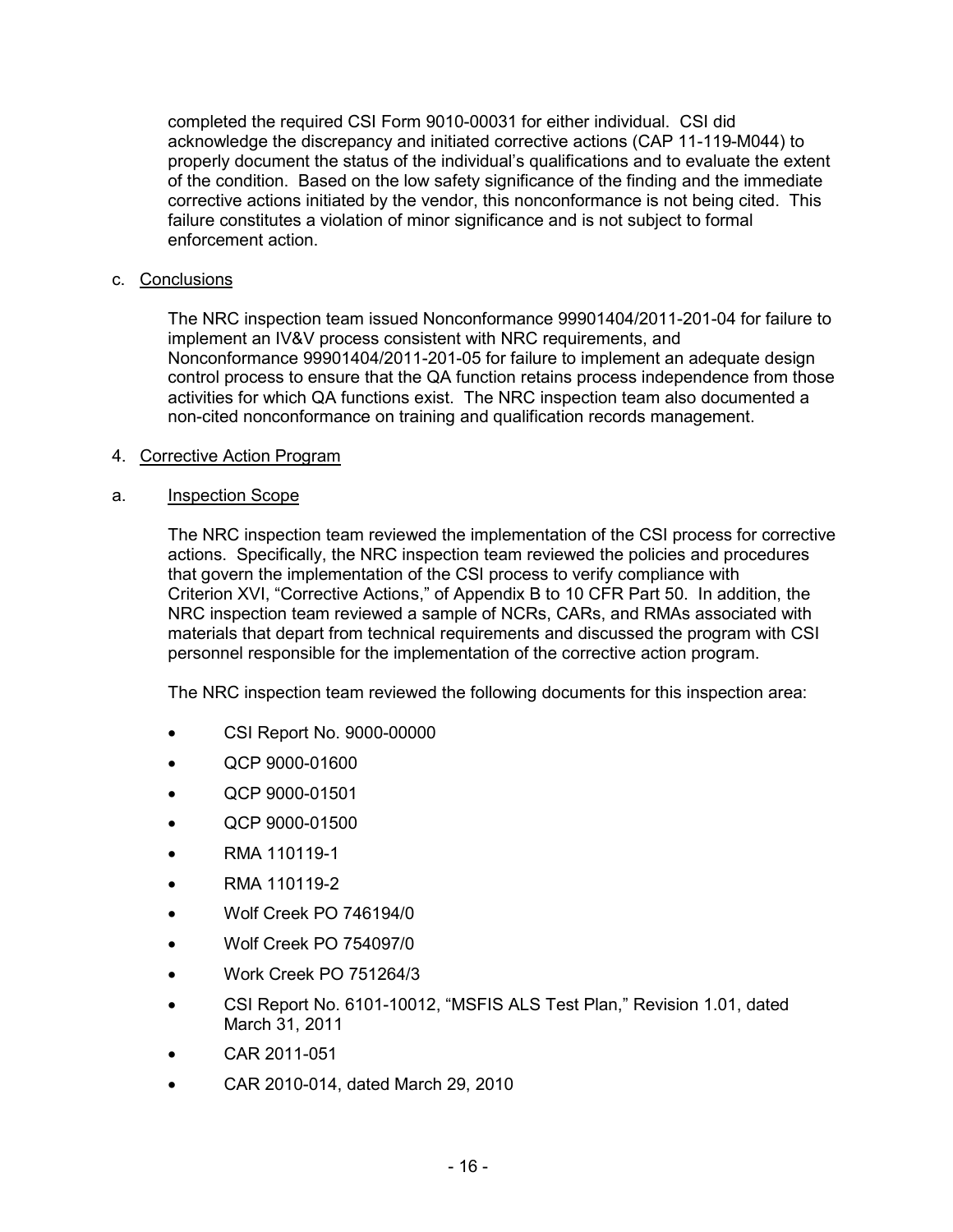completed the required CSI Form 9010-00031 for either individual. CSI did acknowledge the discrepancy and initiated corrective actions (CAP 11-119-M044) to properly document the status of the individual's qualifications and to evaluate the extent of the condition. Based on the low safety significance of the finding and the immediate corrective actions initiated by the vendor, this nonconformance is not being cited. This failure constitutes a violation of minor significance and is not subject to formal enforcement action.

c. Conclusions

The NRC inspection team issued Nonconformance 99901404/2011-201-04 for failure to implement an IV&V process consistent with NRC requirements, and Nonconformance 99901404/2011-201-05 for failure to implement an adequate design control process to ensure that the QA function retains process independence from those activities for which QA functions exist. The NRC inspection team also documented a non-cited nonconformance on training and qualification records management.

4. Corrective Action Program

a. Inspection Scope

The NRC inspection team reviewed the implementation of the CSI process for corrective actions. Specifically, the NRC inspection team reviewed the policies and procedures that govern the implementation of the CSI process to verify compliance with Criterion XVI, "Corrective Actions," of Appendix B to 10 CFR Part 50. In addition, the NRC inspection team reviewed a sample of NCRs, CARs, and RMAs associated with materials that depart from technical requirements and discussed the program with CSI personnel responsible for the implementation of the corrective action program.

The NRC inspection team reviewed the following documents for this inspection area:

- CSI Report No. 9000-00000
- QCP 9000-01600
- QCP 9000-01501
- QCP 9000-01500
- RMA 110119-1
- RMA 110119-2
- Wolf Creek PO 746194/0
- Wolf Creek PO 754097/0
- Work Creek PO 751264/3
- CSI Report No. 6101-10012, "MSFIS ALS Test Plan," Revision 1.01, dated March 31, 2011
- CAR 2011-051
- CAR 2010-014, dated March 29, 2010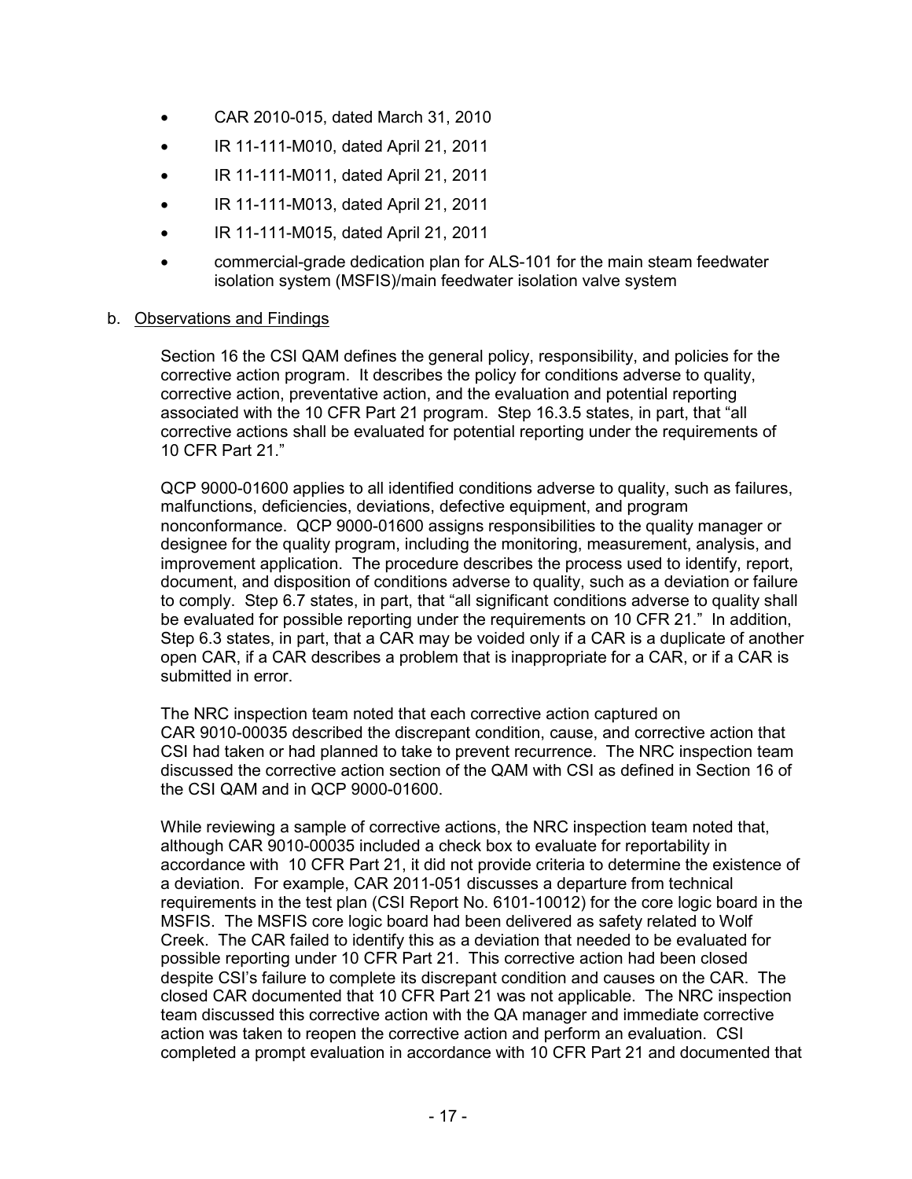- CAR 2010-015, dated March 31, 2010
- IR 11-111-M010, dated April 21, 2011
- IR 11-111-M011, dated April 21, 2011
- IR 11-111-M013, dated April 21, 2011
- IR 11-111-M015, dated April 21, 2011
- commercial-grade dedication plan for ALS-101 for the main steam feedwater isolation system (MSFIS)/main feedwater isolation valve system

b. Observations and Findings

Section 16 the CSI QAM defines the general policy, responsibility, and policies for the corrective action program. It describes the policy for conditions adverse to quality, corrective action, preventative action, and the evaluation and potential reporting associated with the 10 CFR Part 21 program. Step 16.3.5 states, in part, that "all corrective actions shall be evaluated for potential reporting under the requirements of 10 CFR Part 21."

QCP 9000-01600 applies to all identified conditions adverse to quality, such as failures, malfunctions, deficiencies, deviations, defective equipment, and program nonconformance. QCP 9000-01600 assigns responsibilities to the quality manager or designee for the quality program, including the monitoring, measurement, analysis, and improvement application. The procedure describes the process used to identify, report, document, and disposition of conditions adverse to quality, such as a deviation or failure to comply. Step 6.7 states, in part, that "all significant conditions adverse to quality shall be evaluated for possible reporting under the requirements on 10 CFR 21." In addition, Step 6.3 states, in part, that a CAR may be voided only if a CAR is a duplicate of another open CAR, if a CAR describes a problem that is inappropriate for a CAR, or if a CAR is submitted in error.

The NRC inspection team noted that each corrective action captured on CAR 9010-00035 described the discrepant condition, cause, and corrective action that CSI had taken or had planned to take to prevent recurrence. The NRC inspection team discussed the corrective action section of the QAM with CSI as defined in Section 16 of the CSI QAM and in QCP 9000-01600.

While reviewing a sample of corrective actions, the NRC inspection team noted that, although CAR 9010-00035 included a check box to evaluate for reportability in accordance with 10 CFR Part 21, it did not provide criteria to determine the existence of a deviation. For example, CAR 2011-051 discusses a departure from technical requirements in the test plan (CSI Report No. 6101-10012) for the core logic board in the MSFIS. The MSFIS core logic board had been delivered as safety related to Wolf Creek. The CAR failed to identify this as a deviation that needed to be evaluated for possible reporting under 10 CFR Part 21. This corrective action had been closed despite CSI's failure to complete its discrepant condition and causes on the CAR. The closed CAR documented that 10 CFR Part 21 was not applicable. The NRC inspection team discussed this corrective action with the QA manager and immediate corrective action was taken to reopen the corrective action and perform an evaluation. CSI completed a prompt evaluation in accordance with 10 CFR Part 21 and documented that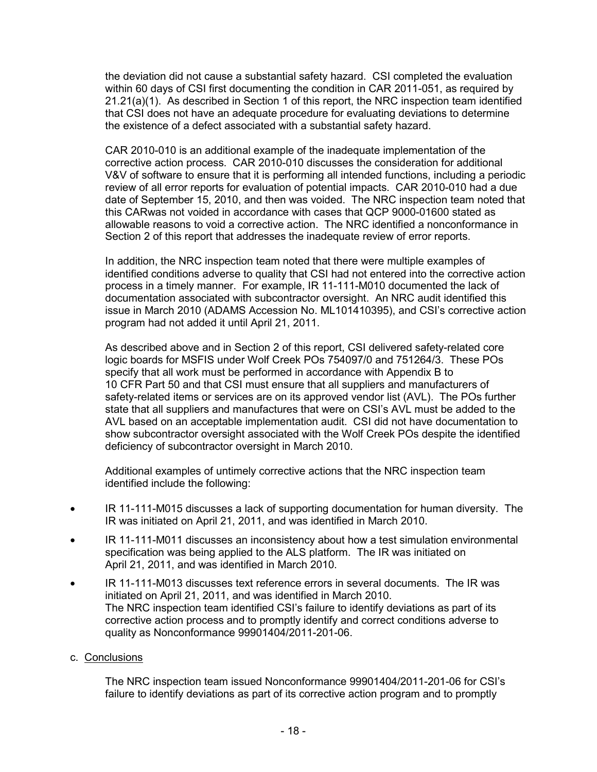the deviation did not cause a substantial safety hazard. CSI completed the evaluation within 60 days of CSI first documenting the condition in CAR 2011-051, as required by 21.21(a)(1). As described in Section 1 of this report, the NRC inspection team identified that CSI does not have an adequate procedure for evaluating deviations to determine the existence of a defect associated with a substantial safety hazard.

CAR 2010-010 is an additional example of the inadequate implementation of the corrective action process. CAR 2010-010 discusses the consideration for additional V&V of software to ensure that it is performing all intended functions, including a periodic review of all error reports for evaluation of potential impacts. CAR 2010-010 had a due date of September 15, 2010, and then was voided. The NRC inspection team noted that this CARwas not voided in accordance with cases that QCP 9000-01600 stated as allowable reasons to void a corrective action. The NRC identified a nonconformance in Section 2 of this report that addresses the inadequate review of error reports.

In addition, the NRC inspection team noted that there were multiple examples of identified conditions adverse to quality that CSI had not entered into the corrective action process in a timely manner. For example, IR 11-111-M010 documented the lack of documentation associated with subcontractor oversight. An NRC audit identified this issue in March 2010 (ADAMS Accession No. ML101410395), and CSI's corrective action program had not added it until April 21, 2011.

As described above and in Section 2 of this report, CSI delivered safety-related core logic boards for MSFIS under Wolf Creek POs 754097/0 and 751264/3. These POs specify that all work must be performed in accordance with Appendix B to 10 CFR Part 50 and that CSI must ensure that all suppliers and manufacturers of safety-related items or services are on its approved vendor list (AVL). The POs further state that all suppliers and manufactures that were on CSI's AVL must be added to the AVL based on an acceptable implementation audit. CSI did not have documentation to show subcontractor oversight associated with the Wolf Creek POs despite the identified deficiency of subcontractor oversight in March 2010.

Additional examples of untimely corrective actions that the NRC inspection team identified include the following:

- IR 11-111-M015 discusses a lack of supporting documentation for human diversity. The IR was initiated on April 21, 2011, and was identified in March 2010.
- IR 11-111-M011 discusses an inconsistency about how a test simulation environmental specification was being applied to the ALS platform. The IR was initiated on April 21, 2011, and was identified in March 2010.
- IR 11-111-M013 discusses text reference errors in several documents. The IR was initiated on April 21, 2011, and was identified in March 2010.

The NRC inspection team identified CSI's failure to identify deviations as part of its corrective action process and to promptly identify and correct conditions adverse to quality as Nonconformance 99901404/2011-201-06.

c. Conclusions

The NRC inspection team issued Nonconformance 99901404/2011-201-06 for CSI's failure to identify deviations as part of its corrective action program and to promptly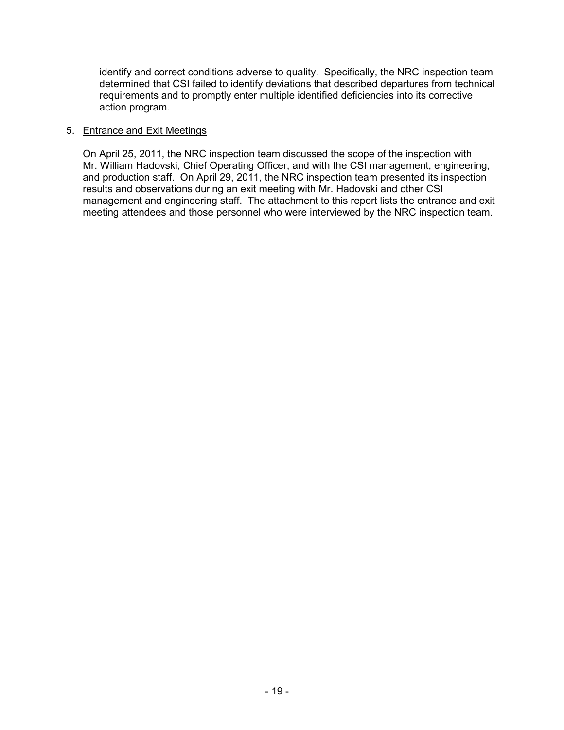identify and correct conditions adverse to quality. Specifically, the NRC inspection team determined that CSI failed to identify deviations that described departures from technical requirements and to promptly enter multiple identified deficiencies into its corrective action program.

5. Entrance and Exit Meetings

On April 25, 2011, the NRC inspection team discussed the scope of the inspection with Mr. William Hadovski, Chief Operating Officer, and with the CSI management, engineering, and production staff. On April 29, 2011, the NRC inspection team presented its inspection results and observations during an exit meeting with Mr. Hadovski and other CSI management and engineering staff. The attachment to this report lists the entrance and exit meeting attendees and those personnel who were interviewed by the NRC inspection team.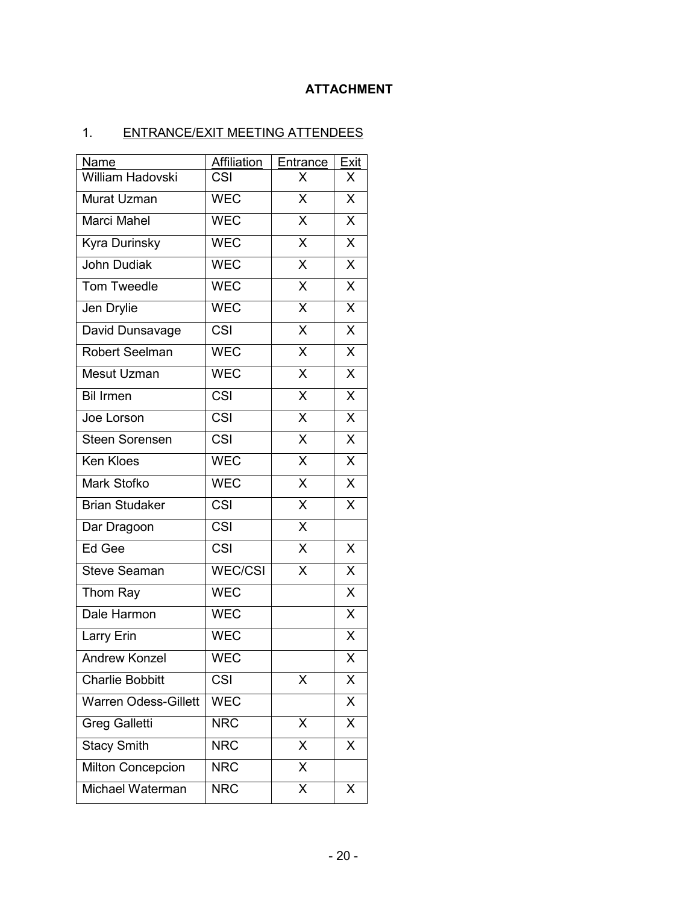**ATTACHMENT**

1. ENTRANCE/EXIT MEETING ATTENDEES

| Name | Affiliation | Entrance | Exit |
|---|---|---|---|
| William Hadovski | CSI | X | X |
| Murat Uzman | WEC | X | X |
| Marci Mahel | WEC | X | X |
| Kyra Durinsky | WEC | X | X |
| John Dudiak | WEC | X | X |
| Tom Tweedle | WEC | X | X |
| Jen Drylie | WEC | X | X |
| David Dunsavage | CSI | X | X |
| Robert Seelman | WEC | X | X |
| Mesut Uzman | WEC | X | X |
| Bil Irmen | CSI | X | X |
| Joe Lorson | CSI | X | X |
| Steen Sorensen | CSI | X | X |
| Ken Kloes | WEC | X | X |
| Mark Stofko | WEC | X | X |
| Brian Studaker | CSI | X | X |
| Dar Dragoon | CSI | X | |
| Ed Gee | CSI | X | X |
| Steve Seaman | WEC/CSI | X | X |
| Thom Ray | WEC | | X |
| Dale Harmon | WEC | | X |
| Larry Erin | WEC | | X |
| Andrew Konzel | WEC | | X |
| Charlie Bobbitt | CSI | X | X |
| Warren Odess-Gillett | WEC | | X |
| Greg Galletti | NRC | X | X |
| Stacy Smith | NRC | X | X |
| Milton Concepcion | NRC | X | |
| Michael Waterman | NRC | X | X |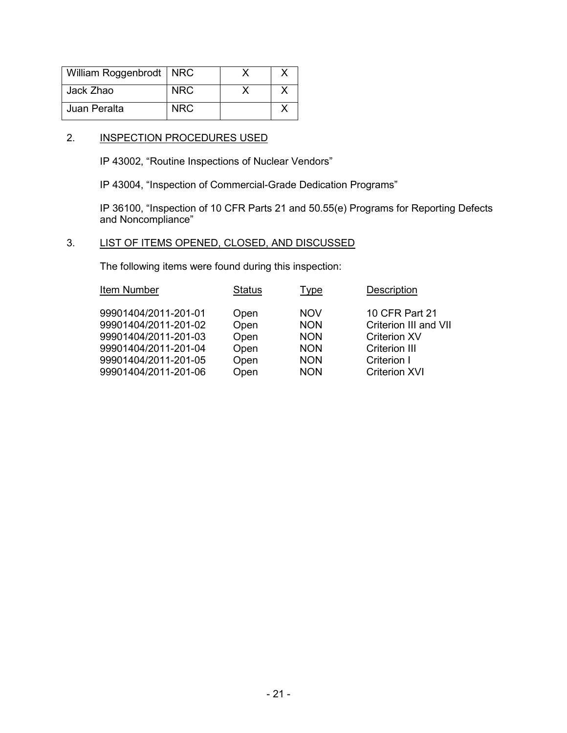| | | | |
|---|---|---|---|
| William Roggenbrodt | NRC | X | X |
| Jack Zhao | NRC | X | X |
| Juan Peralta | NRC | | X |

2. INSPECTION PROCEDURES USED

   IP 43002, "Routine Inspections of Nuclear Vendors"

   IP 43004, "Inspection of Commercial-Grade Dedication Programs"

   IP 36100, "Inspection of 10 CFR Parts 21 and 50.55(e) Programs for Reporting Defects and Noncompliance"

3. LIST OF ITEMS OPENED, CLOSED, AND DISCUSSED

   The following items were found during this inspection:

| Item Number | Status | Type | Description |
|---|---|---|---|
| 99901404/2011-201-01 | Open | NOV | 10 CFR Part 21 |
| 99901404/2011-201-02 | Open | NON | Criterion III and VII |
| 99901404/2011-201-03 | Open | NON | Criterion XV |
| 99901404/2011-201-04 | Open | NON | Criterion III |
| 99901404/2011-201-05 | Open | NON | Criterion I |
| 99901404/2011-201-06 | Open | NON | Criterion XVI |